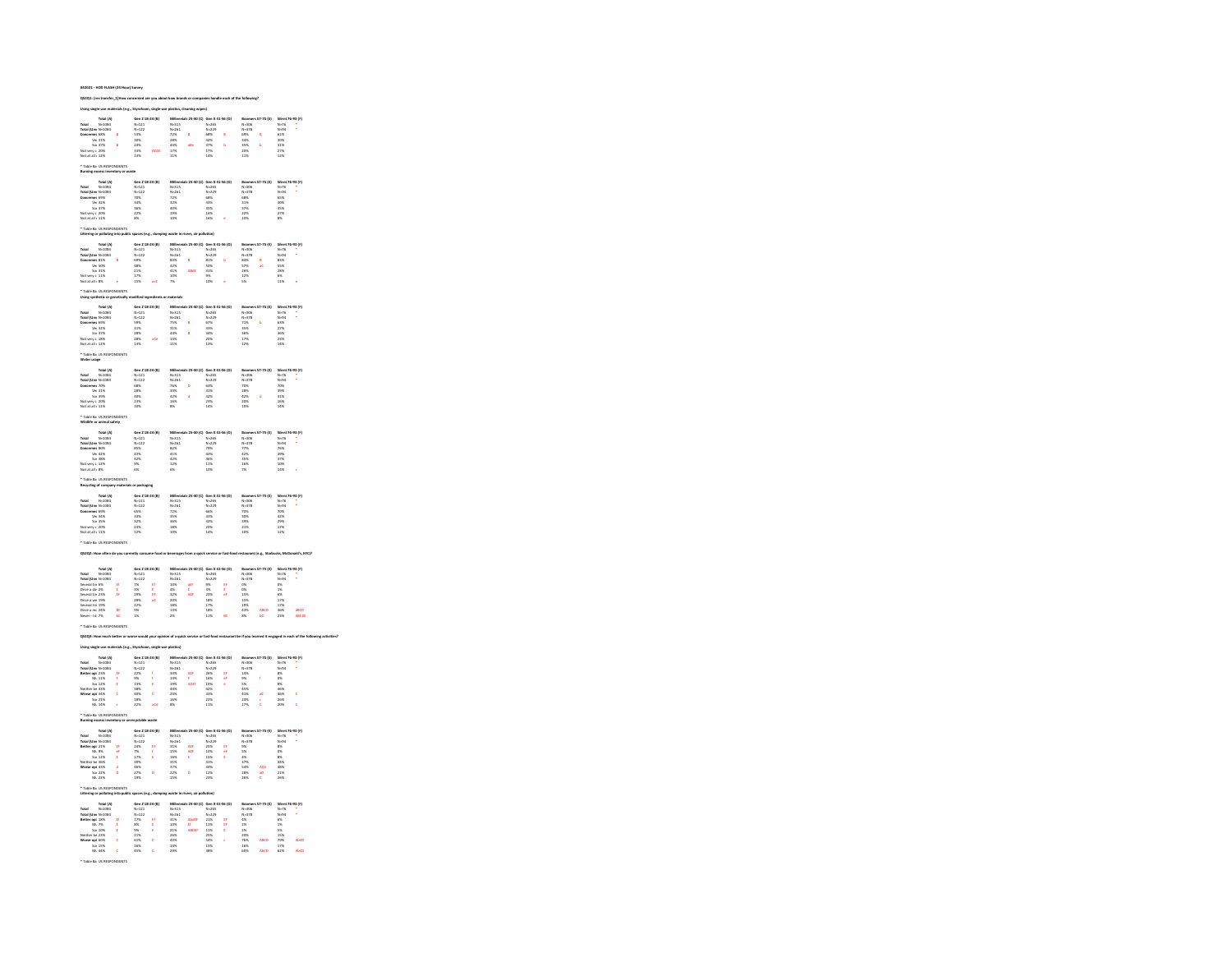# B42021 - HOD FLASH (24 Hour) Survey

## QS2Q1: [res transfer_1] How concerned are you about how brands or companies handle each of the following?

### Using single use materials (e.g., Styrofoam, single-use plastics, cleaning wipes)

| | Total (A) | | Gen Z 18-24 (B) | | Millennials 25-40 (C) | | Gen X 41-56 (D) | | Boomers 57-75 (E) | | Silent 76-93 (F) | |
|---|---|---|---|---|---|---|---|---|---|---|---|---|
| Total | N=1084 | | N=121 | | N=315 | | N=265 | | N=306 | | N=76 | * |
| Total (Unw | N=1084 | | N=122 | | N=261 | | N=229 | | N=378 | | N=94 | * |
| Concerned | 68% | B | 53% | | 72% | B | 68% | B | 69% | B | 61% | |
| Ve | 31% | | 30% | | 28% | | 32% | | 34% | | 30% | |
| So | 37% | B | 24% | | 43% | aBe | 37% | b | 35% | b | 31% | |
| Not very c | 20% | | 33% | ACDE | 17% | | 17% | | 20% | | 27% | |
| Not at all c | 12% | | 14% | | 11% | | 14% | | 11% | | 12% | |

* Table Ba US RESPONDENTS

### Burning excess inventory or waste

| | Total (A) | | Gen Z 18-24 (B) | | Millennials 25-40 (C) | | Gen X 41-56 (D) | | Boomers 57-75 (E) | | Silent 76-93 (F) | |
|---|---|---|---|---|---|---|---|---|---|---|---|---|
| Total | N=1084 | | N=121 | | N=315 | | N=265 | | N=306 | | N=76 | * |
| Total (Unw | N=1084 | | N=122 | | N=261 | | N=229 | | N=378 | | N=94 | * |
| Concerned | 69% | | 70% | | 72% | | 68% | | 68% | | 65% | |
| Ve | 32% | | 34% | | 32% | | 33% | | 31% | | 30% | |
| So | 37% | | 36% | | 40% | | 35% | | 37% | | 35% | |
| Not very c | 20% | | 22% | | 19% | | 16% | | 22% | | 27% | |
| Not at all c | 11% | | 8% | | 10% | | 16% | e | 10% | | 8% | |

* Table Ba US RESPONDENTS

### Littering or polluting into public spaces (e.g., dumping waste in rivers, air pollution)

| | Total (A) | | Gen Z 18-24 (B) | | Millennials 25-40 (C) | | Gen X 41-56 (D) | | Boomers 57-75 (E) | | Silent 76-93 (F) | |
|---|---|---|---|---|---|---|---|---|---|---|---|---|
| Total | N=1084 | | N=121 | | N=315 | | N=265 | | N=306 | | N=76 | * |
| Total (Unw | N=1084 | | N=122 | | N=261 | | N=229 | | N=378 | | N=94 | * |
| Concerned | 81% | B | 69% | | 83% | B | 81% | b | 83% | B | 83% | |
| Ve | 50% | | 48% | | 42% | | 50% | | 57% | aC | 55% | |
| So | 31% | | 21% | | 41% | BDEf | 31% | | 26% | | 28% | |
| Not very c | 11% | | 17% | | 10% | | 9% | | 12% | | 6% | |
| Not at all c | 8% | e | 15% | acE | 7% | | 10% | e | 5% | | 11% | e |

* Table Ba US RESPONDENTS

### Using synthetic or genetically modified ingredients or materials

| | Total (A) | | Gen Z 18-24 (B) | | Millennials 25-40 (C) | | Gen X 41-56 (D) | | Boomers 57-75 (E) | | Silent 76-93 (F) | |
|---|---|---|---|---|---|---|---|---|---|---|---|---|
| Total | N=1084 | | N=121 | | N=315 | | N=265 | | N=306 | | N=76 | * |
| Total (Unw | N=1084 | | N=122 | | N=261 | | N=229 | | N=378 | | N=94 | * |
| Concerned | 69% | | 59% | | 75% | B | 67% | | 71% | b | 63% | |
| Ve | 32% | | 31% | | 31% | | 33% | | 35% | | 27% | |
| So | 37% | | 28% | | 43% | B | 34% | | 36% | | 36% | |
| Not very c | 18% | | 28% | aCe | 14% | | 20% | | 17% | | 23% | |
| Not at all c | 12% | | 13% | | 11% | | 13% | | 12% | | 14% | |

* Table Ba US RESPONDENTS

### Water usage

| | Total (A) | | Gen Z 18-24 (B) | | Millennials 25-40 (C) | | Gen X 41-56 (D) | | Boomers 57-75 (E) | | Silent 76-93 (F) | |
|---|---|---|---|---|---|---|---|---|---|---|---|---|
| Total | N=1084 | | N=121 | | N=315 | | N=265 | | N=306 | | N=76 | * |
| Total (Unw | N=1084 | | N=122 | | N=261 | | N=229 | | N=378 | | N=94 | * |
| Concerned | 70% | | 68% | | 76% | D | 63% | | 70% | | 70% | |
| Ve | 31% | | 28% | | 34% | | 31% | | 28% | | 39% | |
| So | 39% | | 40% | | 42% | d | 33% | | 42% | d | 31% | |
| Not very c | 20% | | 23% | | 16% | | 23% | | 20% | | 16% | |
| Not at all c | 11% | | 10% | | 8% | | 14% | | 10% | | 14% | |

* Table Ba US RESPONDENTS

### Wildlife or animal safety

| | Total (A) | | Gen Z 18-24 (B) | | Millennials 25-40 (C) | | Gen X 41-56 (D) | | Boomers 57-75 (E) | | Silent 76-93 (F) | |
|---|---|---|---|---|---|---|---|---|---|---|---|---|
| Total | N=1084 | | N=121 | | N=315 | | N=265 | | N=306 | | N=76 | * |
| Total (Unw | N=1084 | | N=122 | | N=261 | | N=229 | | N=378 | | N=94 | * |
| Concerned | 80% | | 85% | | 82% | | 79% | | 77% | | 76% | |
| Ve | 42% | | 43% | | 41% | | 43% | | 42% | | 39% | |
| So | 38% | | 42% | | 42% | | 36% | | 35% | | 37% | |
| Not very c | 12% | | 9% | | 12% | | 11% | | 16% | | 10% | |
| Not at all c | 8% | | 6% | | 6% | | 10% | | 7% | | 14% | c |

* Table Ba US RESPONDENTS

### Recycling of company materials or packaging

| | Total (A) | | Gen Z 18-24 (B) | | Millennials 25-40 (C) | | Gen X 41-56 (D) | | Boomers 57-75 (E) | | Silent 76-93 (F) | |
|---|---|---|---|---|---|---|---|---|---|---|---|---|
| Total | N=1084 | | N=121 | | N=315 | | N=265 | | N=306 | | N=76 | * |
| Total (Unw | N=1084 | | N=122 | | N=261 | | N=229 | | N=378 | | N=94 | * |
| Concerned | 69% | | 65% | | 72% | | 66% | | 70% | | 70% | |
| Ve | 34% | | 33% | | 35% | | 33% | | 30% | | 42% | |
| So | 35% | | 32% | | 36% | | 32% | | 39% | | 29% | |
| Not very c | 20% | | 23% | | 18% | | 20% | | 21% | | 17% | |
| Not at all c | 11% | | 12% | | 10% | | 14% | | 10% | | 12% | |

* Table Ba US RESPONDENTS

## QS2Q2: How often do you currently consume food or beverages from a quick service or fast-food restaurant (e.g., Starbucks, McDonald's, KFC)?

| | Total (A) | | Gen Z 18-24 (B) | | Millennials 25-40 (C) | | Gen X 41-56 (D) | | Boomers 57-75 (E) | | Silent 76-93 (F) | |
|---|---|---|---|---|---|---|---|---|---|---|---|---|
| Total | N=1084 | | N=121 | | N=315 | | N=265 | | N=306 | | N=76 | * |
| Total (Unw | N=1084 | | N=122 | | N=261 | | N=229 | | N=378 | | N=94 | * |
| Several tin | 6% | EF | 7% | EF | 10% | aEF | 9% | EF | 0% | | 0% | |
| Once a da | 2% | E | 3% | E | 4% | E | 3% | E | 0% | | 1% | |
| Several tin | 23% | EF | 29% | EF | 32% | AEF | 23% | eF | 15% | | 6% | |
| Once a we | 19% | | 28% | aE | 20% | | 18% | | 15% | | 17% | |
| Several tin | 19% | | 22% | | 18% | | 17% | | 19% | | 17% | |
| Once a mo | 24% | BC | 9% | | 13% | | 18% | | 43% | ABCD | 36% | aBCD |
| Never - I d | 7% | bC | 1% | | 2% | | 11% | BC | 8% | bC | 23% | BBCDE |

* Table Ba US RESPONDENTS

## QS2Q3: How much better or worse would your opinion of a quick service or fast-food restaurant be if you learned it engaged in each of the following activities?

### Using single-use materials (e.g., Styrofoam, single-use plastics)

| | Total (A) | | Gen Z 18-24 (B) | | Millennials 25-40 (C) | | Gen X 41-56 (D) | | Boomers 57-75 (E) | | Silent 76-93 (F) | |
|---|---|---|---|---|---|---|---|---|---|---|---|---|
| Total | N=1084 | | N=121 | | N=315 | | N=265 | | N=306 | | N=76 | * |
| Total (Unw | N=1084 | | N=122 | | N=261 | | N=229 | | N=378 | | N=94 | * |
| Better opi | 23% | EF | 22% | f | 33% | BEF | 26% | EF | 14% | | 8% | |
| Mu | 11% | F | 9% | f | 14% | F | 16% | eF | 9% | f | 0% | |
| So | 12% | E | 13% | E | 19% | BDEF | 10% | e | 5% | | 8% | |
| Neither be | 43% | | 38% | | 43% | | 42% | | 45% | | 46% | |
| Worse opi | 34% | C | 40% | C | 24% | | 33% | | 41% | aC | 46% | C |
| So | 21% | | 18% | | 16% | | 22% | | 24% | c | 26% | |
| Mu | 14% | c | 22% | aCd | 8% | | 11% | | 17% | C | 20% | C |

* Table Ba US RESPONDENTS

### Burning excess inventory or unrecyclable waste

| | Total (A) | | Gen Z 18-24 (B) | | Millennials 25-40 (C) | | Gen X 41-56 (D) | | Boomers 57-75 (E) | | Silent 76-93 (F) | |
|---|---|---|---|---|---|---|---|---|---|---|---|---|
| Total | N=1084 | | N=121 | | N=315 | | N=265 | | N=306 | | N=76 | * |
| Total (Unw | N=1084 | | N=122 | | N=261 | | N=229 | | N=378 | | N=94 | * |
| Better opi | 21% | EF | 24% | EF | 31% | AEF | 25% | EF | 9% | | 8% | |
| Mu | 9% | eF | 7% | f | 15% | AEF | 10% | eF | 5% | | 0% | |
| So | 12% | E | 17% | E | 16% | E | 15% | E | 4% | | 8% | |
| Neither be | 36% | | 30% | | 31% | | 41% | | 37% | | 44% | |
| Worse opi | 43% | d | 46% | | 37% | | 34% | | 54% | ACD | 48% | |
| So | 21% | D | 27% | D | 22% | D | 12% | | 28% | aD | 21% | |
| Mu | 22% | | 19% | | 15% | | 23% | | 26% | C | 26% | |

* Table Ba US RESPONDENTS

### Littering or polluting into public spaces (e.g., dumping waste in rivers, air pollution)

| | Total (A) | | Gen Z 18-24 (B) | | Millennials 25-40 (C) | | Gen X 41-56 (D) | | Boomers 57-75 (E) | | Silent 76-93 (F) | |
|---|---|---|---|---|---|---|---|---|---|---|---|---|
| Total | N=1084 | | N=121 | | N=315 | | N=265 | | N=306 | | N=76 | * |
| Total (Unw | N=1084 | | N=122 | | N=261 | | N=229 | | N=378 | | N=94 | * |
| Better opi | 18% | EF | 17% | EF | 31% | ABdEF | 21% | EF | 4% | | 6% | |
| Mu | 7% | E | 8% | E | 10% | EF | 11% | EF | 3% | | 1% | |
| So | 10% | E | 9% | E | 21% | ABDEF | 11% | E | 1% | | 5% | |
| Neither be | 23% | | 21% | | 26% | | 25% | | 20% | | 15% | |
| Worse opi | 60% | C | 61% | C | 43% | | 54% | c | 76% | ABCD | 79% | BcD |
| So | 15% | | 16% | | 14% | | 15% | | 16% | | 17% | |
| Mu | 44% | C | 45% | C | 29% | | 38% | | 60% | ABCD | 62% | BcD |

* Table Ba US RESPONDENTS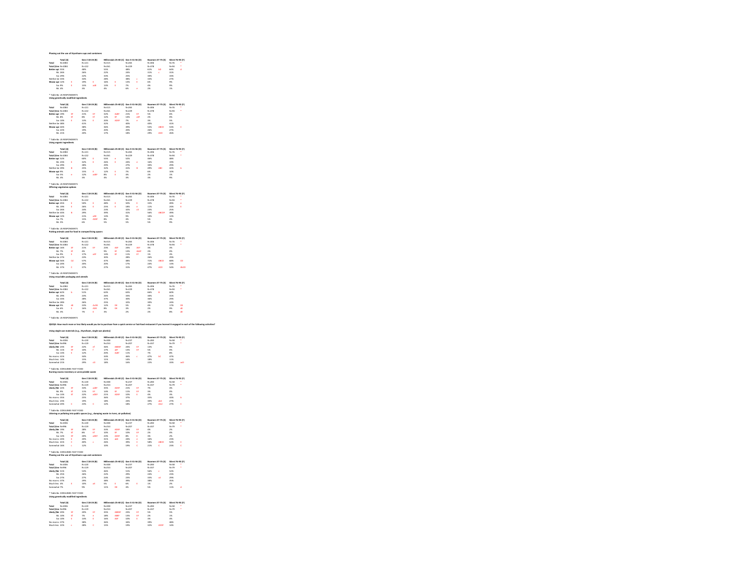Phasing out the use of Styrofoam cups and containers

| | Total (A) | | Gen Z 18-24 (B) | | Millennials 25-40 (C) | | Gen X 41-56 (D) | | Boomers 57-75 (E) | | Silent 76-93 (F) | |
|---|---|---|---|---|---|---|---|---|---|---|---|---|
| Total | N=1084 | | N=121 | | N=315 | | N=265 | | N=306 | | N=76 | * |
| Total (Unw | N=1084 | | N=122 | | N=261 | | N=229 | | N=378 | | N=94 | * |
| Better opi | 55% | | 48% | | 55% | | 48% | | 61% | Bd | 64% | d |
| NA | 26% | | 26% | | 22% | | 24% | | 31% | c | 31% | |
| Sw | 29% | | 22% | | 33% | | 25% | | 30% | | 33% | |
| Neither be | 33% | | 34% | | 29% | | 38% | c | 33% | | 27% | |
| Worse opi | 12% | E | 19% | E | 16% | E | 13% | E | 6% | | 9% | |
| Sw | 8% | E | 15% | adE | 10% | E | 7% | | 4% | | 9% | |
| NA | 4% | | 3% | | 4% | | 6% | e | 2% | | 1% | |

* Table Ba: US RESPONDENTS

Using genetically modified ingredients

| | Total (A) | | Gen Z 18-24 (B) | | Millennials 25-40 (C) | | Gen X 41-56 (D) | | Boomers 57-75 (E) | | Silent 76-93 (F) | |
|---|---|---|---|---|---|---|---|---|---|---|---|---|
| Total | N=1084 | | N=121 | | N=315 | | N=265 | | N=306 | | N=76 | * |
| Total (Unw | N=1084 | | N=122 | | N=261 | | N=229 | | N=378 | | N=94 | * |
| Better opi | 19% | EF | 21% | EF | 32% | AdEF | 21% | EF | 5% | | 6% | |
| NA | 8% | EF | 8% | EF | 12% | EF | 14% | aEF | 2% | | 0% | |
| Sw | 10% | E | 13% | E | 20% | ADEF | 7% | e | 3% | | 5% | |
| Neither be | 36% | | 41% | | 32% | | 40% | | 40% | | 41% | |
| Worse opi | 44% | | 38% | | 36% | | 39% | | 55% | ABCD | 53% | C |
| Sw | 22% | | 19% | | 20% | | 20% | | 26% | | 27% | |
| NA | 21% | | 20% | | 17% | | 18% | | 29% | ACD | 26% | |

* Table Ba: US RESPONDENTS

Using organic ingredients

| | Total (A) | | Gen Z 18-24 (B) | | Millennials 25-40 (C) | | Gen X 41-56 (D) | | Boomers 57-75 (E) | | Silent 76-93 (F) | |
|---|---|---|---|---|---|---|---|---|---|---|---|---|
| Total | N=1084 | | N=121 | | N=315 | | N=265 | | N=306 | | N=76 | * |
| Total (Unw | N=1084 | | N=122 | | N=261 | | N=229 | | N=378 | | N=94 | * |
| Better opi | 52% | | 60% | E | 55% | e | 52% | | 46% | | 48% | |
| NA | 23% | E | 32% | E | 26% | E | 24% | e | 16% | | 19% | |
| Sw | 29% | | 28% | | 29% | | 27% | | 30% | | 29% | |
| Neither be | 39% | B | 25% | | 32% | | 41% | B | 49% | ABC | 41% | b |
| Worse opi | 9% | | 15% | E | 12% | E | 7% | | 6% | | 10% | |
| Sw | 5% | e | 12% | adEF | 8% | E | 4% | | 2% | | 1% | |
| NA | 4% | | 3% | | 4% | | 3% | | 3% | | 9% | |

* Table Ba: US RESPONDENTS

Offering vegetarian options

| | Total (A) | | Gen Z 18-24 (B) | | Millennials 25-40 (C) | | Gen X 41-56 (D) | | Boomers 57-75 (E) | | Silent 76-93 (F) | |
|---|---|---|---|---|---|---|---|---|---|---|---|---|
| Total | N=1084 | | N=121 | | N=315 | | N=265 | | N=306 | | N=76 | * |
| Total (Unw | N=1084 | | N=122 | | N=261 | | N=229 | | N=378 | | N=94 | * |
| Better opi | 45% | E | 50% | E | 48% | E | 50% | E | 33% | | 49% | e |
| NA | 19% | E | 26% | E | 25% | E | 18% | e | 12% | | 24% | E |
| Sw | 26% | | 24% | | 23% | | 32% | cE | 23% | | 25% | |
| Neither be | 43% | B | 29% | | 39% | | 41% | | 56% | ABCDF | 39% | |
| Worse opi | 12% | | 21% | aDE | 13% | | 9% | | 10% | | 12% | |
| Sw | 7% | | 15% | ADEF | 8% | | 4% | | 5% | | 0% | |
| NA | 5% | | 6% | | 5% | | 5% | | 5% | | 9% | |

* Table Ba: US RESPONDENTS

Putting animals used for food in cramped living spaces

| | Total (A) | | Gen Z 18-24 (B) | | Millennials 25-40 (C) | | Gen X 41-56 (D) | | Boomers 57-75 (E) | | Silent 76-93 (F) | |
|---|---|---|---|---|---|---|---|---|---|---|---|---|
| Total | N=1084 | | N=121 | | N=315 | | N=265 | | N=306 | | N=76 | * |
| Total (Unw | N=1084 | | N=122 | | N=261 | | N=229 | | N=378 | | N=94 | * |
| Better opi | 16% | EF | 21% | EF | 20% | AEF | 24% | AEF | 4% | | 3% | |
| NA | 7% | EF | 4% | | 9% | EF | 13% | AbEF | 3% | | 0% | |
| Sw | 9% | E | 17% | aEF | 10% | EF | 11% | EF | 1% | | 3% | |
| Neither be | 27% | | 23% | | 30% | | 28% | | 26% | | 29% | |
| Worse opi | 56% | Cd | 57% | | 47% | | 48% | | 71% | ABCD | 68% | CD |
| Sw | 20% | | 20% | | 20% | | 17% | | 24% | | 13% | |
| NA | 37% | C | 37% | | 27% | | 31% | | 47% | ACD | 54% | AbCD |

* Table Ba: US RESPONDENTS

Using recyclable packaging and utensils

| | Total (A) | | Gen Z 18-24 (B) | | Millennials 25-40 (C) | | Gen X 41-56 (D) | | Boomers 57-75 (E) | | Silent 76-93 (F) | |
|---|---|---|---|---|---|---|---|---|---|---|---|---|
| Total | N=1084 | | N=121 | | N=315 | | N=265 | | N=306 | | N=76 | * |
| Total (Unw | N=1084 | | N=122 | | N=261 | | N=229 | | N=378 | | N=94 | * |
| Better opi | 62% | b | 51% | | 60% | | 63% | | 66% | B | 60% | |
| NA | 29% | | 23% | | 26% | | 33% | | 30% | | 31% | |
| Sw | 33% | | 28% | | 37% | | 30% | | 36% | | 29% | |
| Neither be | 29% | | 26% | | 25% | | 32% | | 30% | | 24% | |
| Worse opi | 9% | dE | 23% | AcDE | 12% | DE | 5% | | 4% | | 17% | DE |
| Sw | 6% | E | 16% | ADE | 8% | DE | 4% | | 2% | | 9% | dE |
| NA | 3% | | 7% | E | 3% | | 2% | | 2% | | 8% | dE |

* Table Ba: US RESPONDENTS

**QS7Q4: How much more or less likely would you be to purchase from a quick service or fast-food restaurant if you learned it engaged in each of the following activities?**

Using single-use materials (e.g., Styrofoam, single-use plastics)

| | Total (A) | | Gen Z 18-24 (B) | | Millennials 25-40 (C) | | Gen X 41-56 (D) | | Boomers 57-75 (E) | | Silent 76-93 (F) | |
|---|---|---|---|---|---|---|---|---|---|---|---|---|
| Total | N=1006 | | N=120 | | N=308 | | N=247 | | N=293 | | N=58 | * |
| Total (Unw | N=996 | | N=119 | | N=254 | | N=207 | | N=357 | | N=79 | * |
| Likely (Ne | 23% | EF | 22% | eF | 36% | ABDEF | 24% | EF | 13% | | 9% | |
| NA | 11% | EF | 10% | f | 17% | aEF | 13% | EF | 5% | | 0% | |
| Sw | 13% | E | 12% | | 20% | AdEF | 11% | | 7% | | 8% | |
| No more o | 41% | | 34% | | 34% | | 46% | c | 47% | bC | 47% | |
| Much less | 14% | | 15% | | 11% | | 14% | | 18% | | 11% | |
| Somewhat | 21% | | 29% | cD | 18% | | 16% | | 22% | | 33% | acD |

* Table Ba: CONSUMES FAST FOOD

Burning excess inventory or unrecyclable waste

| | Total (A) | | Gen Z 18-24 (B) | | Millennials 25-40 (C) | | Gen X 41-56 (D) | | Boomers 57-75 (E) | | Silent 76-93 (F) | |
|---|---|---|---|---|---|---|---|---|---|---|---|---|
| Total | N=1006 | | N=120 | | N=308 | | N=247 | | N=293 | | N=58 | * |
| Total (Unw | N=996 | | N=119 | | N=254 | | N=207 | | N=357 | | N=79 | * |
| Likely (Ne | 22% | EF | 33% | adEF | 35% | ADEF | 21% | EF | 7% | | 3% | |
| NA | 9% | EF | 11% | EF | 14% | EF | 11% | EF | 3% | | 0% | |
| Sw | 15% | EF | 22% | aDEF | 21% | ADEF | 10% | E | 4% | | 3% | |
| No more o | 35% | | 25% | | 36% | | 37% | | 45% | | 43% | b |
| Much less | 23% | | 19% | | 18% | | 24% | | 30% | abC | 27% | |
| Somewhat | 20% | C | 23% | C | 12% | | 18% | | 27% | ACd | 27% | C |

* Table Ba: CONSUMES FAST FOOD

Littering or polluting into public spaces (e.g., dumping waste in rivers, air pollution)

| | Total (A) | | Gen Z 18-24 (B) | | Millennials 25-40 (C) | | Gen X 41-56 (D) | | Boomers 57-75 (E) | | Silent 76-93 (F) | |
|---|---|---|---|---|---|---|---|---|---|---|---|---|
| Total | N=1006 | | N=120 | | N=308 | | N=247 | | N=293 | | N=58 | * |
| Total (Unw | N=996 | | N=119 | | N=254 | | N=207 | | N=357 | | N=79 | * |
| Likely (Ne | 19% | EF | 28% | EF | 33% | ADEF | 18% | EF | 3% | | 2% | |
| NA | 7% | EF | 8% | EF | 10% | EF | 10% | EF | 2% | | 0% | |
| Sw | 12% | EF | 20% | aDEF | 23% | ADEF | 8% | E | 3% | | 2% | |
| No more o | 24% | E | 20% | | 31% | aDE | 24% | e | 16% | | 23% | |
| Much less | 41% | C | 40% | c | 26% | | 39% | C | 58% | ABCD | 52% | C |
| Somewhat | 16% | c | 12% | | 10% | | 19% | C | 21% | C | 23% | C |

* Table Ba: CONSUMES FAST FOOD

Phasing out the use of Styrofoam cups and containers

| | Total (A) | | Gen Z 18-24 (B) | | Millennials 25-40 (C) | | Gen X 41-56 (D) | | Boomers 57-75 (E) | | Silent 76-93 (F) | |
|---|---|---|---|---|---|---|---|---|---|---|---|---|
| Total | N=1006 | | N=120 | | N=308 | | N=247 | | N=293 | | N=58 | * |
| Total (Unw | N=996 | | N=119 | | N=254 | | N=207 | | N=357 | | N=79 | * |
| Likely (Ne | 51% | | 53% | | 46% | | 51% | | 56% | c | 51% | |
| NA | 25% | | 26% | | 22% | | 29% | | 23% | | 23% | |
| Sw | 27% | | 27% | | 24% | | 23% | | 33% | cd | 29% | |
| No more o | 37% | | 29% | | 38% | | 39% | | 38% | | 35% | |
| Much less | 3% | E | 10% | aE | 5% | | 6% | E | 1% | | 2% | |
| Somewhat | 7% | | 9% | | 11% | DE | 4% | | 5% | | 11% | d |

* Table Ba: CONSUMES FAST FOOD

Using genetically modified ingredients

| | Total (A) | | Gen Z 18-24 (B) | | Millennials 25-40 (C) | | Gen X 41-56 (D) | | Boomers 57-75 (E) | | Silent 76-93 (F) | |
|---|---|---|---|---|---|---|---|---|---|---|---|---|
| Total | N=1006 | | N=120 | | N=308 | | N=247 | | N=293 | | N=58 | * |
| Total (Unw | N=996 | | N=119 | | N=254 | | N=207 | | N=357 | | N=79 | * |
| Likely (Ne | 20% | EF | 20% | EF | 35% | ABDEF | 23% | EF | 5% | | 5% | |
| NA | 10% | EF | 7% | e | 18% | ABEF | 13% | EF | 2% | | 1% | |
| Sw | 10% | E | 14% | E | 16% | AEF | 10% | E | 3% | | 4% | |
| No more o | 37% | | 38% | | 36% | | 34% | | 39% | | 48% | |
| Much less | 21% | c | 28% | C | 15% | | 19% | | 32% | ACDf | 16% | |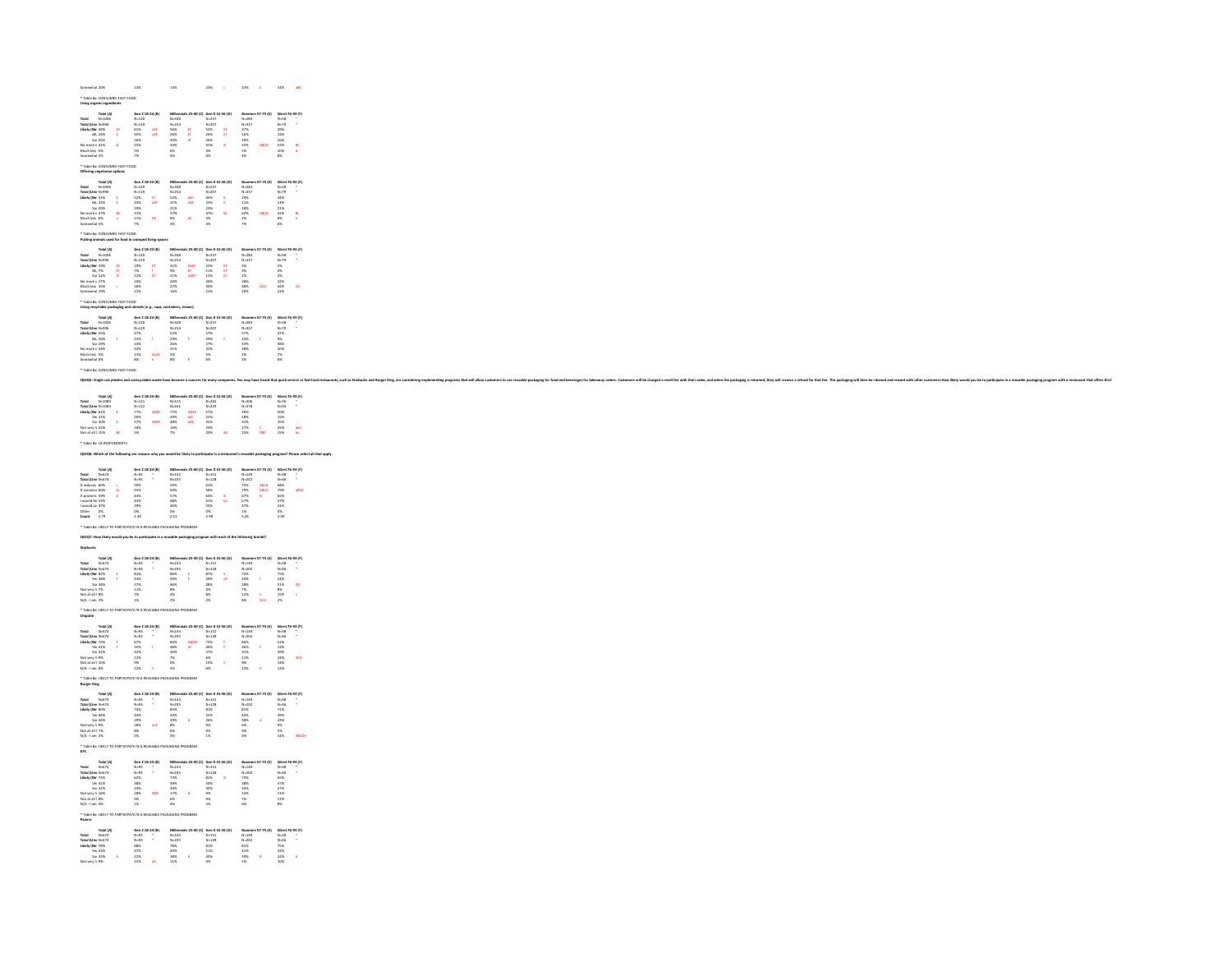| | Total (A) | | Gen Z 18-28 (B) | | Millennials 25-40 (C) | | Gen X 41-56 (D) | | Boomers 57-75 (E) | | Silent 76-93 (F) | |
|---|---|---|---|---|---|---|---|---|---|---|---|---|
| Somewhat | 20% | | 14% | | 14% | | 23% | c | 23% | C | 33% | aBC |

* Table Ba CONSUMES FAST FOOD

**Using organic ingredients**

| | Total (A) | | Gen Z 18-28 (B) | | Millennials 25-40 (C) | | Gen X 41-56 (D) | | Boomers 57-75 (E) | | Silent 76-93 (F) | |
|---|---|---|---|---|---|---|---|---|---|---|---|---|
| **Total** | N=1006 | | N=120 | | N=308 | | N=237 | | N=283 | | N=58 | * |
| **Total (Une** | N=996 | | N=119 | | N=254 | | N=207 | | N=337 | | N=79 | * |
| **Likely (Ne** | 49% | EF | 61% | aEF | 56% | EF | 53% | EF | 37% | | 29% | |
| Ve | 24% | E | 35% | aEF | 26% | Ef | 26% | EF | 18% | | 13% | |
| So | 25% | | 26% | | 30% | eF | 26% | | 20% | | 16% | |
| No more o | 41% | B | 25% | | 34% | | 41% | B | 55% | ABCD | 55% | BC |
| Much less | 5% | | 7% | | 6% | | 3% | | 5% | | 10% | d |
| Somewhat | 5% | | 7% | | 5% | | 3% | | 4% | | 8% | |

* Table Ba CONSUMES FAST FOOD

**Offering vegetarian options**

| | Total (A) | | Gen Z 18-28 (B) | | Millennials 25-40 (C) | | Gen X 41-56 (D) | | Boomers 57-75 (E) | | Silent 76-93 (F) | |
|---|---|---|---|---|---|---|---|---|---|---|---|---|
| **Total** | N=1006 | | N=120 | | N=308 | | N=237 | | N=283 | | N=58 | * |
| **Total (Une** | N=996 | | N=119 | | N=254 | | N=207 | | N=337 | | N=79 | * |
| **Likely (Ne** | 43% | E | 52% | EF | 52% | aEF | 46% | E | 29% | | 34% | |
| Ve | 23% | E | 33% | aEF | 31% | AEF | 23% | E | 11% | | 13% | |
| So | 20% | | 19% | | 21% | | 23% | | 18% | | 21% | |
| No more o | 47% | BC | 31% | | 37% | | 47% | Bc | 62% | ABCD | 51% | Bc |
| Much less | 6% | e | 11% | DE | 8% | dE | 3% | | 2% | | 8% | e |
| Somewhat | 5% | | 7% | | 3% | | 4% | | 7% | | 6% | |

* Table Ba CONSUMES FAST FOOD

**Putting animals used for food in cramped living spaces**

| | Total (A) | | Gen Z 18-28 (B) | | Millennials 25-40 (C) | | Gen X 41-56 (D) | | Boomers 57-75 (E) | | Silent 76-93 (F) | |
|---|---|---|---|---|---|---|---|---|---|---|---|---|
| **Total** | N=1006 | | N=120 | | N=308 | | N=237 | | N=283 | | N=58 | * |
| **Total (Une** | N=996 | | N=119 | | N=254 | | N=207 | | N=337 | | N=79 | * |
| **Likely (Ne** | 19% | EF | 19% | EF | 31% | ABdEF | 23% | EF | 5% | | 2% | |
| Ve | 7% | EF | 7% | F | 9% | EF | 11% | EF | 3% | | 0% | |
| So | 12% | EF | 12% | EF | 21% | ABdEF | 12% | EF | 2% | | 2% | |
| No more o | 27% | | 24% | | 26% | | 26% | | 28% | | 32% | |
| Much less | 35% | c | 36% | | 27% | | 30% | | 48% | ACD | 44% | CD |
| Somewhat | 19% | | 21% | | 16% | | 21% | | 20% | | 23% | |

* Table Ba CONSUMES FAST FOOD

**Using recyclable packaging and utensils (e.g., cups, containers, straws)**

| | Total (A) | | Gen Z 18-28 (B) | | Millennials 25-40 (C) | | Gen X 41-56 (D) | | Boomers 57-75 (E) | | Silent 76-93 (F) | |
|---|---|---|---|---|---|---|---|---|---|---|---|---|
| **Total** | N=1006 | | N=120 | | N=308 | | N=237 | | N=283 | | N=58 | * |
| **Total (Une** | N=996 | | N=119 | | N=254 | | N=207 | | N=337 | | N=79 | * |
| **Likely (Ne** | 55% | | 47% | | 55% | | 57% | | 57% | | 47% | |
| Ve | 26% | F | 24% | f | 29% | F | 29% | F | 24% | F | 9% | |
| So | 29% | | 24% | | 26% | | 27% | | 33% | | 38% | |
| No more o | 34% | | 32% | | 31% | | 32% | | 38% | | 40% | |
| Much less | 5% | | 13% | AcdE | 5% | | 5% | | 2% | | 7% | |
| Somewhat | 6% | | 8% | e | 8% | E | 6% | | 3% | | 6% | |

* Table Ba CONSUMES FAST FOOD

**QS32Q5: Single-use plastics and unrecyclable waste have become a concern for many companies. You may have heard that quick service or fast-food restaurants, such as Starbucks and Burger King, are considering implementing programs that will allow customers to use reusable packaging for food and beverages for takeaway orders. Customers will be charged a small fee with their order, and when the packaging is returned, they will receive a refund for that fee. The packaging will then be cleaned and reused with other customers How likely would you be to participate in a reusable packaging program with a restaurant that offers this?**

| | Total (A) | | Gen Z 18-28 (B) | | Millennials 25-40 (C) | | Gen X 41-56 (D) | | Boomers 57-75 (E) | | Silent 76-93 (F) | |
|---|---|---|---|---|---|---|---|---|---|---|---|---|
| **Total** | N=1083 | | N=121 | | N=315 | | N=246 | | N=306 | | N=76 | * |
| **Total (Une** | N=1083 | | N=122 | | N=261 | | N=229 | | N=378 | | N=93 | * |
| **Likely (Ne** | 62% | E | 77% | ADEF | 77% | ADEF | 57% | | 49% | | 50% | |
| Ve | 22% | | 20% | | 29% | aE | 22% | | 18% | | 15% | |
| So | 40% | E | 57% | ADEF | 48% | aDE | 35% | | 31% | | 35% | |
| Not very li | 22% | | 18% | | 16% | | 23% | | 27% | C | 35% | abC |
| Not at all l | 15% | BC | 5% | | 7% | | 20% | BC | 25% | ABC | 15% | bc |

* Table Ba US RESPONDENTS

**QS32Q6: Which of the following are reasons why you would be likely to participate in a restaurant's reusable packaging program? Please select all that apply.**

| | Total (A) | | Gen Z 18-28 (B) | | Millennials 25-40 (C) | | Gen X 41-56 (D) | | Boomers 57-75 (E) | | Silent 76-93 (F) | |
|---|---|---|---|---|---|---|---|---|---|---|---|---|
| **Total** | N=674 | | N=93 | * | N=243 | | N=151 | | N=149 | | N=38 | * |
| **Total (Une** | N=674 | | N=93 | * | N=205 | | N=128 | | N=202 | | N=46 | * |
| It reduces | 60% | c | 59% | | 50% | | 61% | | 75% | AbCd | 68% | |
| It conserve | 60% | bc | 45% | | 50% | | 58% | | 79% | ABCD | 79% | aBCd |
| It protects | 59% | b | 43% | | 57% | | 63% | B | 67% | B | 65% | |
| I would fe | 53% | | 43% | | 48% | | 61% | bc | 57% | | 57% | |
| I would sa | 47% | | 39% | | 46% | | 55% | | 47% | | 41% | |
| Other | 0% | | 0% | | 0% | | 0% | | 1% | | 0% | |
| **Count** | 2.79 | | 2.30 | | 2.51 | | 2.99 | | 3.26 | | 3.09 | |

* Table Ba LIKELY TO PARTICIPATE IN A REUSABLE PACKAGING PROGRAM

**QS32Q7: How likely would you be to participate in a reusable packaging program with each of the following brands?**

**Starbucks**

| | Total (A) | | Gen Z 18-28 (B) | | Millennials 25-40 (C) | | Gen X 41-56 (D) | | Boomers 57-75 (E) | | Silent 76-93 (F) | |
|---|---|---|---|---|---|---|---|---|---|---|---|---|
| **Total** | N=674 | | N=93 | * | N=243 | | N=151 | | N=149 | | N=38 | * |
| **Total (Une** | N=674 | | N=93 | * | N=205 | | N=128 | | N=202 | | N=46 | * |
| **Likely (Ne** | 81% | E | 81% | | 86% | E | 87% | E | 72% | | 75% | |
| Ve | 48% | F | 43% | | 49% | F | 59% | eF | 44% | f | 24% | |
| So | 34% | | 37% | | 36% | | 28% | | 28% | | 51% | DE |
| Not very li | 7% | | 11% | | 8% | | 3% | | 7% | | 8% | |
| Not at all l | 8% | | 7% | | 4% | | 8% | | 12% | C | 15% | c |
| N/A - I am | 3% | | 1% | | 2% | | 2% | | 8% | ACd | 2% | |

* Table Ba LIKELY TO PARTICIPATE IN A REUSABLE PACKAGING PROGRAM

**Chipotle**

| | Total (A) | | Gen Z 18-28 (B) | | Millennials 25-40 (C) | | Gen X 41-56 (D) | | Boomers 57-75 (E) | | Silent 76-93 (F) | |
|---|---|---|---|---|---|---|---|---|---|---|---|---|
| **Total** | N=674 | | N=93 | * | N=243 | | N=151 | | N=149 | | N=38 | * |
| **Total (Une** | N=674 | | N=93 | * | N=205 | | N=128 | | N=202 | | N=46 | * |
| **Likely (Ne** | 73% | F | 67% | | 84% | ABEF | 79% | F | 66% | | 51% | |
| Ve | 41% | F | 35% | f | 48% | eF | 46% | F | 36% | F | 12% | |
| So | 32% | | 32% | | 36% | | 27% | | 31% | | 39% | |
| Not very li | 9% | | 12% | | 7% | | 6% | | 12% | | 24% | ACD |
| Not at all l | 10% | | 9% | | 6% | | 15% | C | 9% | | 14% | |
| N/A - I am | 8% | | 12% | C | 3% | | 6% | | 13% | C | 12% | |

* Table Ba LIKELY TO PARTICIPATE IN A REUSABLE PACKAGING PROGRAM

**Burger King**

| | Total (A) | | Gen Z 18-28 (B) | | Millennials 25-40 (C) | | Gen X 41-56 (D) | | Boomers 57-75 (E) | | Silent 76-93 (F) | |
|---|---|---|---|---|---|---|---|---|---|---|---|---|
| **Total** | N=674 | | N=93 | * | N=243 | | N=151 | | N=149 | | N=38 | * |
| **Total (Une** | N=674 | | N=93 | * | N=205 | | N=128 | | N=202 | | N=46 | * |
| **Likely (Ne** | 80% | | 73% | | 83% | | 81% | | 81% | | 72% | |
| Ve | 46% | | 44% | | 43% | | 55% | | 42% | | 39% | |
| So | 34% | | 29% | | 39% | d | 26% | | 38% | d | 33% | |
| Not very li | 9% | | 18% | acE | 8% | | 9% | | 6% | | 9% | |
| Not at all l | 7% | | 8% | | 6% | | 9% | | 9% | | 5% | |
| N/A - I am | 3% | | 1% | | 3% | | 1% | | 4% | | 14% | ABCDe |

* Table Ba LIKELY TO PARTICIPATE IN A REUSABLE PACKAGING PROGRAM

**KFC**

| | Total (A) | | Gen Z 18-28 (B) | | Millennials 25-40 (C) | | Gen X 41-56 (D) | | Boomers 57-75 (E) | | Silent 76-93 (F) | |
|---|---|---|---|---|---|---|---|---|---|---|---|---|
| **Total** | N=674 | | N=93 | * | N=243 | | N=151 | | N=149 | | N=38 | * |
| **Total (Une** | N=674 | | N=93 | * | N=205 | | N=128 | | N=202 | | N=46 | * |
| **Likely (Ne** | 73% | | 62% | | 73% | | 81% | B | 73% | | 65% | |
| Ve | 41% | | 38% | | 39% | | 50% | | 38% | | 37% | |
| So | 32% | | 24% | | 33% | | 30% | | 34% | | 27% | |
| Not very li | 10% | | 28% | ADE | 17% | d | 9% | | 14% | | 11% | |
| Not at all l | 8% | | 9% | | 6% | | 9% | | 7% | | 17% | |
| N/A - I am | 3% | | 1% | | 4% | | 2% | | 6% | | 8% | |

* Table Ba LIKELY TO PARTICIPATE IN A REUSABLE PACKAGING PROGRAM

**Panera**

| | Total (A) | | Gen Z 18-28 (B) | | Millennials 25-40 (C) | | Gen X 41-56 (D) | | Boomers 57-75 (E) | | Silent 76-93 (F) | |
|---|---|---|---|---|---|---|---|---|---|---|---|---|
| **Total** | N=674 | | N=93 | * | N=243 | | N=151 | | N=149 | | N=38 | * |
| **Total (Une** | N=674 | | N=93 | * | N=205 | | N=128 | | N=202 | | N=46 | * |
| **Likely (Ne** | 79% | | 68% | | 78% | | 81% | | 81% | | 75% | |
| Ve | 43% | | 47% | | 40% | | 51% | | 41% | | 33% | |
| So | 35% | b | 22% | | 38% | b | 30% | | 39% | B | 42% | b |
| Not very li | 9% | | 15% | de | 11% | | 4% | | 5% | | 10% | |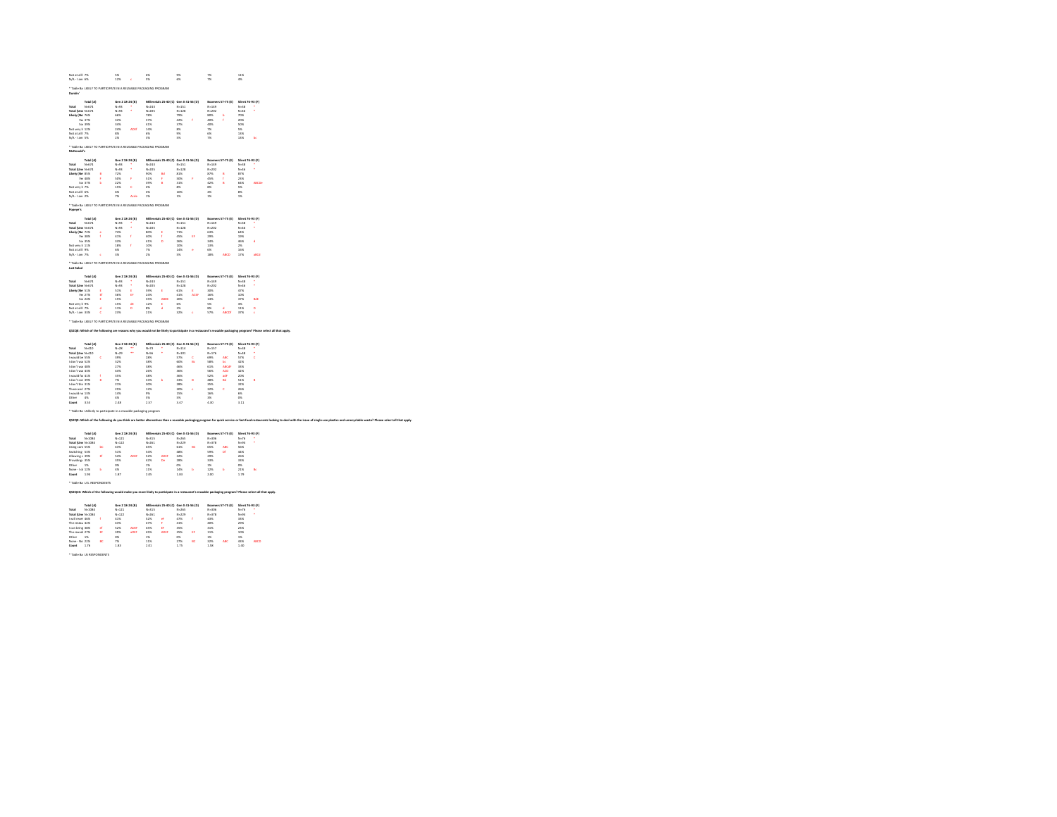| | Total (A) | | Gen Z 18-24 (B) | | Millennials 25-40 (C) | | Gen X 41-56 (D) | | Boomers 57-75 (E) | | Silent 76-93 (F) | |
|---|---|---|---|---|---|---|---|---|---|---|---|---|
| Not at all l | 7% | | 5% | | 6% | | 9% | | 7% | | 11% | |
| N/A - I am | 6% | | 12% | c | 5% | | 6% | | 7% | | 4% | |

* Table Ba LIKELY TO PARTICIPATE IN A REUSABLE PACKAGING PROGRAM

**Dunkin'**

| | Total (A) | | Gen Z 18-24 (B) | | Millennials 25-40 (C) | | Gen X 41-56 (D) | | Boomers 57-75 (E) | | Silent 76-93 (F) | |
|---|---|---|---|---|---|---|---|---|---|---|---|---|
| Total | N=674 | | N=93 | * | N=243 | | N=151 | | N=149 | | N=38 | * |
| Total (Une | N=674 | | N=93 | * | N=205 | | N=128 | | N=202 | | N=46 | * |
| Likely (Ne | 76% | | 66% | | 78% | | 79% | | 80% | b | 70% | |
| Ve | 37% | | 32% | | 37% | | 42% | f | 40% | f | 20% | |
| So | 39% | | 34% | | 41% | | 37% | | 40% | | 50% | |
| Not very li | 12% | | 20% | ADEF | 13% | | 8% | | 7% | | 5% | |
| Not at all l | 7% | | 9% | | 6% | | 9% | | 6% | | 15% | |
| N/A - I am | 5% | | 2% | | 3% | | 5% | | 7% | | 13% | bc |

* Table Ba LIKELY TO PARTICIPATE IN A REUSABLE PACKAGING PROGRAM

**McDonald's**

| | Total (A) | | Gen Z 18-24 (B) | | Millennials 25-40 (C) | | Gen X 41-56 (D) | | Boomers 57-75 (E) | | Silent 76-93 (F) | |
|---|---|---|---|---|---|---|---|---|---|---|---|---|
| Total | N=674 | | N=93 | * | N=243 | | N=151 | | N=149 | | N=38 | * |
| Total (Une | N=674 | | N=93 | * | N=205 | | N=128 | | N=202 | | N=46 | * |
| Likely (Ne | 85% | B | 72% | | 90% | Bd | 81% | | 87% | B | 87% | |
| Ve | 48% | F | 50% | F | 51% | F | 50% | F | 45% | F | 23% | |
| So | 37% | b | 22% | | 39% | B | 31% | | 42% | B | 64% | BACDe |
| Not very li | 7% | | 15% | C | 4% | | 8% | | 8% | | 5% | |
| Not at all l | 6% | | 6% | | 4% | | 10% | | 4% | | 8% | |
| N/A - I am | 2% | | 7% | Acde | 1% | | 1% | | 1% | | 2% | |

* Table Ba LIKELY TO PARTICIPATE IN A REUSABLE PACKAGING PROGRAM

**Popeye's**

| | Total (A) | | Gen Z 18-24 (B) | | Millennials 25-40 (C) | | Gen X 41-56 (D) | | Boomers 57-75 (E) | | Silent 76-93 (F) | |
|---|---|---|---|---|---|---|---|---|---|---|---|---|
| Total | N=674 | | N=93 | * | N=243 | | N=151 | | N=149 | | N=38 | * |
| Total (Une | N=674 | | N=93 | * | N=205 | | N=128 | | N=202 | | N=46 | * |
| Likely (Ne | 73% | e | 74% | | 80% | E | 71% | | 64% | | 65% | |
| Ve | 38% | f | 41% | f | 40% | f | 45% | f | 29% | | 19% | |
| So | 35% | | 33% | | 41% | D | 26% | | 34% | | 46% | d |
| Not very li | 11% | | 18% | | 10% | | 10% | | 13% | | 2% | |
| Not at all l | 9% | | 6% | | 7% | | 14% | e | 6% | | 16% | |
| N/A - I am | 7% | c | 3% | | 2% | | 5% | | 18% | ABCD | 17% | aBCd |

* Table Ba LIKELY TO PARTICIPATE IN A REUSABLE PACKAGING PROGRAM

**Just Salad**

| | Total (A) | | Gen Z 18-24 (B) | | Millennials 25-40 (C) | | Gen X 41-56 (D) | | Boomers 57-75 (E) | | Silent 76-93 (F) | |
|---|---|---|---|---|---|---|---|---|---|---|---|---|
| Total | N=674 | | N=93 | * | N=243 | | N=151 | | N=149 | | N=38 | * |
| Total (Une | N=674 | | N=93 | * | N=205 | | N=128 | | N=202 | | N=46 | * |
| Likely (Ne | 51% | E | 51% | E | 59% | E | 61% | E | 30% | | 47% | |
| Ve | 27% | Ef | 36% | EF | 23% | | 41% | ACEF | 16% | | 10% | |
| So | 24% | E | 15% | | 35% | ABDE | 20% | | 14% | | 37% | BdE |
| Not very li | 9% | | 15% | dE | 12% | E | 6% | | 5% | | 6% | |
| Not at all l | 7% | d | 11% | D | 8% | d | 2% | | 8% | d | 11% | D |
| N/A - I am | 33% | C | 23% | | 21% | | 32% | c | 57% | ABCD | 37% | c |

* Table Ba LIKELY TO PARTICIPATE IN A REUSABLE PACKAGING PROGRAM

**QS2Q8: Which of the following are reasons why you would not be likely to participate in a restaurant's reusable packaging program? Please select all that apply.**

| | Total (A) | | Gen Z 18-24 (B) | | Millennials 25-40 (C) | | Gen X 41-56 (D) | | Boomers 57-75 (E) | | Silent 76-93 (F) | |
|---|---|---|---|---|---|---|---|---|---|---|---|---|
| Total | N=410 | | N=28 | ** | N=73 | * | N=114 | | N=157 | | N=38 | * |
| Total (Une | N=410 | | N=29 | ** | N=56 | * | N=101 | | N=176 | | N=48 | * |
| I would be | 55% | C | 39% | | 28% | | 57% | C | 69% | ABC | 57% | C |
| I don't wa | 53% | | 32% | | 38% | | 60% | Bc | 58% | bc | 42% | |
| I don't wa | 48% | | 27% | | 38% | | 36% | | 62% | ABCd | 33% | |
| I don't wa | 43% | | 44% | | 26% | | 38% | | 56% | ACD | 42% | |
| I would be | 41% | f | 35% | | 38% | | 36% | | 52% | adf | 20% | |
| I don't un | 39% | B | 7% | | 33% | b | 33% | B | 48% | Bd | 51% | B |
| I don't lik | 31% | | 11% | | 30% | | 28% | | 35% | | 32% | |
| There are | 27% | | 25% | | 12% | | 30% | c | 32% | C | 26% | |
| I would ne | 13% | | 14% | | 9% | | 15% | | 16% | | 6% | |
| Other | 4% | | 4% | | 5% | | 6% | | 3% | | 0% | |
| Count | 3.53 | | 2.48 | | 2.57 | | 3.47 | | 4.00 | | 3.11 | |

* Table Ba Unlikely to participate in a reusable packaging program

**QS2Q9: Which of the following do you think are better alternatives than a reusable packaging program for quick service or fast-food restaurants looking to deal with the issue of single-use plastics and unrecyclable waste? Please select all that apply.**

| | Total (A) | | Gen Z 18-24 (B) | | Millennials 25-40 (C) | | Gen X 41-56 (D) | | Boomers 57-75 (E) | | Silent 76-93 (F) | |
|---|---|---|---|---|---|---|---|---|---|---|---|---|
| Total | N=1084 | | N=121 | | N=315 | | N=265 | | N=306 | | N=76 | * |
| Total (Une | N=1084 | | N=122 | | N=261 | | N=229 | | N=378 | | N=94 | * |
| Using com | 55% | bC | 43% | | 45% | | 61% | BC | 65% | ABC | 56% | |
| Switching | 53% | | 51% | | 53% | | 48% | | 59% | Df | 44% | |
| Allowing c | 39% | Ef | 58% | ADEF | 52% | ADEF | 32% | | 29% | | 26% | |
| Providing | 35% | | 35% | | 42% | De | 28% | | 33% | | 34% | |
| Other | 1% | | 0% | | 1% | | 0% | | 1% | | 0% | |
| None - I do | 12% | b | 4% | | 11% | | 14% | b | 12% | b | 21% | Bc |
| Count | 1.93 | | 1.87 | | 2.03 | | 1.83 | | 2.00 | | 1.79 | |

* Table Ba U.S. RESPONDENTS

**QS2Q10: Which of the following would make you more likely to participate in a restaurant's reusable packaging program? Please select all that apply.**

| | Total (A) | | Gen Z 18-24 (B) | | Millennials 25-40 (C) | | Gen X 41-56 (D) | | Boomers 57-75 (E) | | Silent 76-93 (F) | |
|---|---|---|---|---|---|---|---|---|---|---|---|---|
| Total | N=1084 | | N=121 | | N=315 | | N=265 | | N=306 | | N=76 | * |
| Total (Une | N=1084 | | N=122 | | N=261 | | N=229 | | N=378 | | N=94 | * |
| I will recei | 46% | f | 41% | | 52% | eF | 47% | f | 43% | | 33% | |
| The restau | 42% | | 43% | | 47% | f | 41% | | 40% | | 29% | |
| I can bring | 38% | ef | 52% | ADEF | 45% | EF | 35% | | 31% | | 23% | |
| The reusal | 27% | EF | 39% | aDEF | 45% | ADEF | 25% | EF | 11% | | 10% | |
| Other | 1% | | 0% | | 1% | | 0% | | 1% | | 1% | |
| None - No | 22% | BC | 7% | | 11% | | 27% | bC | 32% | ABC | 45% | ABCD |
| Count | 1.76 | | 1.83 | | 2.01 | | 1.75 | | 1.58 | | 1.40 | |

* Table Ba US RESPONDENTS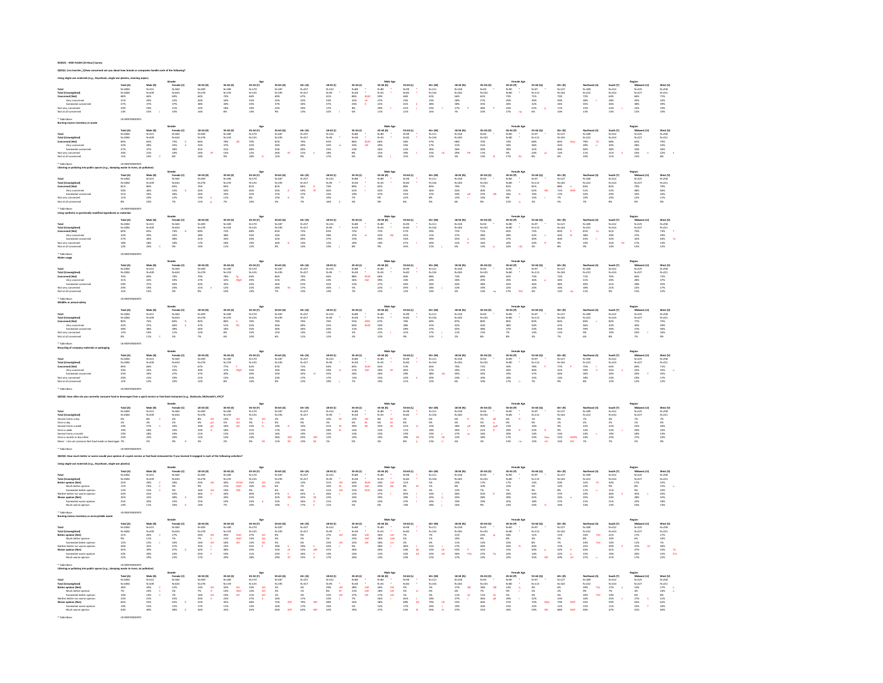B42021 - HOD FLASH (24 Hour) Survey

**Q321Q1: [res transfer_1] How concerned are you about how brands or companies handle each of the following?**

**Using single-use materials (e.g., Styrofoam, single-use plastics, cleaning wipes)**

| | Total (A) | Male (B) | Female (C) | 18-34 (D) | 35-44 (E) | 45-54 (F) | 55-64 (G) | 65+ (H) | Male 18-34 (I) | Male 35-44 (J) | Male 45-54 (K) | Male 55-64 (L) | Male 65+ (M) | Female 18-34 (N) | Female 35-44 (O) | Female 45-54 (P) | Female 55-64 (Q) | Female 65+ (R) | Northeast (S) | South (T) | Midwest (U) | West (V) |
|---|---|---|---|---|---|---|---|---|---|---|---|---|---|---|---|---|---|---|---|---|---|---|
| Total | N=1084 | N=515 | N=560 | N=309 | N=180 | N=170 | N=187 | N=237 | N=151 | N=88 | N=80 | N=90 | N=111 | N=158 | N=92 | N=90 | N=97 | N=127 | N=189 | N=412 | N=225 | N=258 |

* Table Base: US RESPONDENTS

**Burning excess inventory or waste**

* Table Base: US RESPONDENTS

**Littering or polluting into public spaces (e.g., dumping waste in rivers, air pollution)**

* Table Base: US RESPONDENTS

**Using synthetic or genetically modified ingredients or materials**

* Table Base: US RESPONDENTS

**Water usage**

* Table Base: US RESPONDENTS

**Wildlife or animal safety**

* Table Base: US RESPONDENTS

**Recycling of company materials or packaging**

* Table Base: US RESPONDENTS

**Q321Q2: How often do you currently consume food or beverages from a quick service or fast-food restaurant (e.g., Starbucks, McDonald's, KFC)?**

* Table Base: US RESPONDENTS

**Q321Q3: How much better or worse would your opinion of a quick service or fast-food restaurant be if you learned it engaged in each of the following activities?**

**Using single-use materials (e.g., Styrofoam, single-use plastics)**

* Table Base: US RESPONDENTS

**Burning excess inventory or unsellable waste**

* Table Base: US RESPONDENTS

**Littering or polluting into public spaces (e.g., dumping waste in rivers, air pollution)**

* Table Base: US RESPONDENTS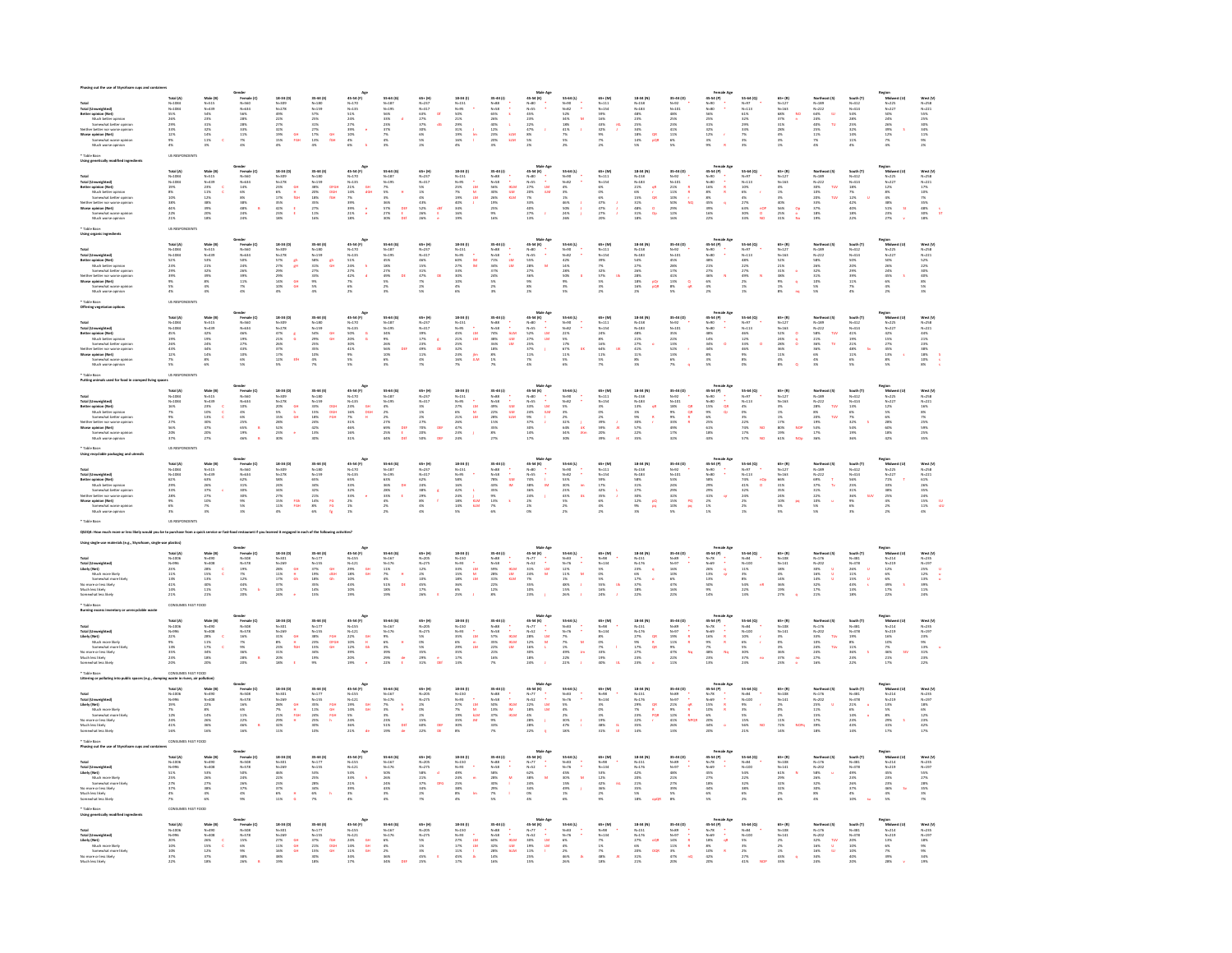**Phasing out the use of Styrofoam cups and containers**

Columns: Total (A), Male (B), Female (C); Age: 18-34 (D), 35-44 (E), 45-54 (F), 55-64 (G), 65+ (H); Male Age: 18-34 (I), 35-44 (J), 45-54 (K), 55-64 (L), 65+ (M); Female Age: 18-34 (N), 35-44 (O), 45-54 (P), 55-64 (Q), 65+ (R); Region: Northeast (S), South (T), Midwest (U), West (V)

Rows: Total; Total (Unweighted); Better opinion (Net); Much better opinion; Somewhat better opinion; Neither better nor worse opinion; Worse opinion (Net); Somewhat worse opinion; Much worse opinion

* Table Base: US RESPONDENTS

**Using genetically modified ingredients**

* Table Base: US RESPONDENTS

**Using organic ingredients**

* Table Base: US RESPONDENTS

**Offering vegetarian options**

* Table Base: US RESPONDENTS

**Putting animals used for food in cramped living spaces**

* Table Base: US RESPONDENTS

**Using recyclable packaging and utensils**

* Table Base: US RESPONDENTS

**QS2Q4: How much more or less likely would you be to purchase from a quick service or fast-food restaurant if you learned it engaged in each of the following activities?**

**Using single use materials (e.g., Styrofoam, single-use plastics)**

Rows: Total; Total (Unweighted); Likely (Net); Much more likely; Somewhat more likely; No more or less likely; Much less likely; Somewhat less likely

* Table Base: CONSUMERS FAST FOOD

**Burning excess inventory or unsaleable waste**

* Table Base: CONSUMERS FAST FOOD

**Littering or polluting into public spaces (e.g., dumping waste in rivers, air pollution)**

* Table Base: CONSUMERS FAST FOOD

**Phasing out the use of Styrofoam cups and containers**

* Table Base: CONSUMERS FAST FOOD

**Using genetically modified ingredients**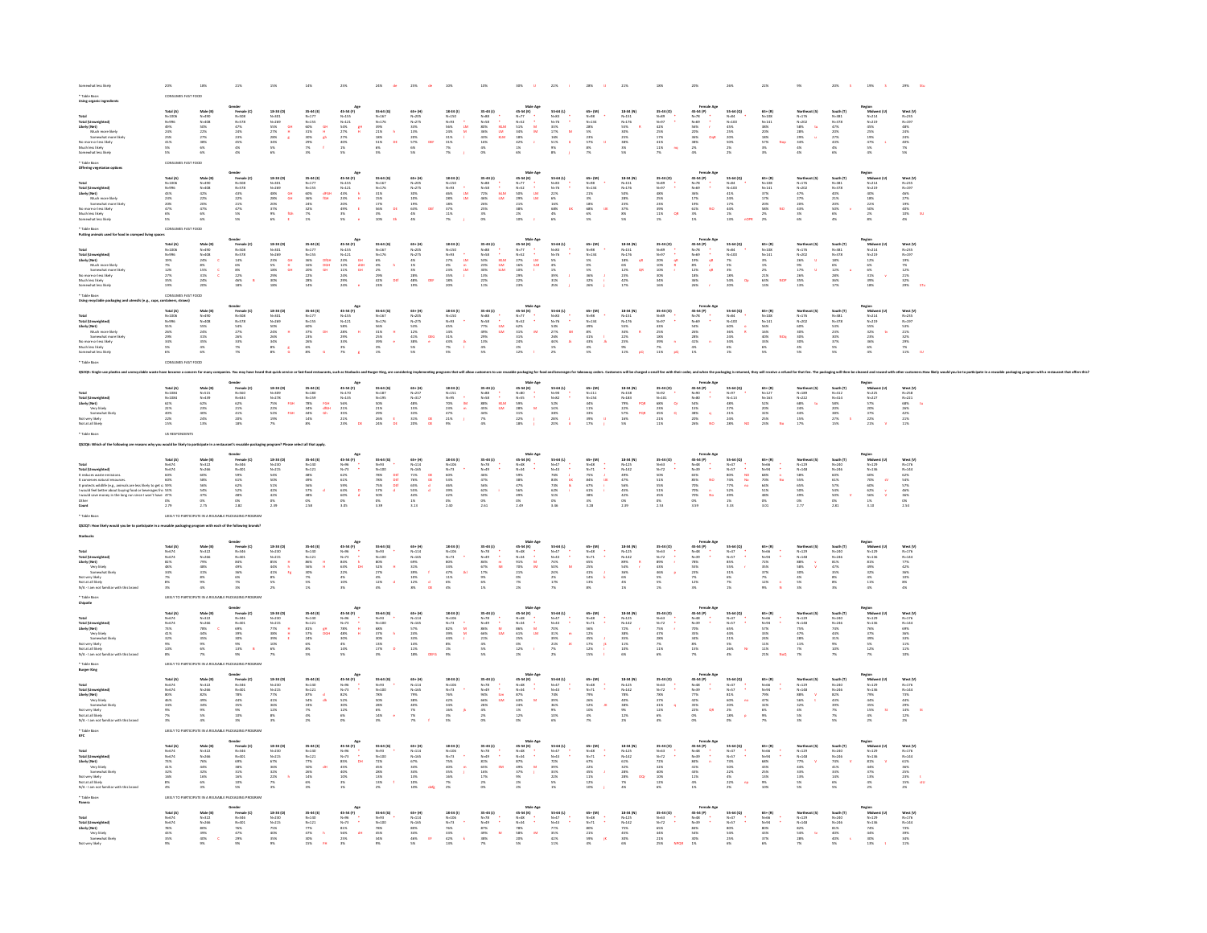| | Total (A) | Male (B) | Female (C) | 18-34 (D) | 35-44 (E) | 45-54 (F) | 55-64 (G) | 65+ (H) | 18-34 (I) | 35-44 (J) | 45-54 (K) | 55-64 (L) | 65+ (M) | 18-34 (N) | 35-44 (O) | 45-54 (P) | 55-64 (Q) | 65+ (R) | Northeast (S) | South (T) | Midwest (U) | West (V) |
|---|---|---|---|---|---|---|---|---|---|---|---|---|---|---|---|---|---|---|---|---|---|---|
| Somewhat less likely | 20% | 18% | 21% | 15% | 14% | 25% | 24% | 25% | 10% | 30% | 22% | 28% | 21% | 18% | 20% | 26% | 22% | 9% | 20% | 19% | 29% | |

\* Table Base: CONSUMES FAST FOOD

**Using organic ingredients**

| | Gender | | | Age | | | | | Male Age | | | | | Female Age | | | | | Region | | | |
|---|---|---|---|---|---|---|---|---|---|---|---|---|---|---|---|---|---|---|---|---|---|---|
| | Total (A) | Male (B) | Female (C) | 18-34 (D) | 35-44 (E) | 45-54 (F) | 55-64 (G) | 65+ (H) | 18-34 (I) | 35-44 (J) | 45-54 (K) | 55-64 (L) | 65+ (M) | 18-34 (N) | 35-44 (O) | 45-54 (P) | 55-64 (Q) | 65+ (R) | Northeast (S) | South (T) | Midwest (U) | West (V) |
| Total | N=1006 | N=490 | N=508 | N=301 | N=177 | N=155 | N=167 | N=205 | N=150 | N=88 | N=77 | N=83 | N=98 | N=151 | N=89 | N=78 | N=84 | N=108 | N=176 | N=381 | N=214 | N=235 |
| Total (Unweighted) | N=996 | N=408 | N=578 | N=369 | N=159 | N=121 | N=176 | N=275 | N=93 | N=58 | N=52 | N=76 | N=134 | N=176 | N=97 | N=69 | N=100 | N=141 | N=202 | N=378 | N=219 | N=197 |
| Likely (Net) | 49% | 50% | 47% | 55% | 60% | 54% | 39% | 33% | 56% | 80% | 51% | 33% | 28% | 55% | 41% | 56% | 45% | 38% | 58% | 47% | 45% | 48% |
| Much more likely | 24% | 22% | 24% | 21% | 31% | 27% | 21% | 14% | 20% | 36% | 30% | 16% | 5% | 30% | 25% | 20% | 15% | 20% | 28% | 20% | 25% | 24% |
| Somewhat more likely | 25% | 27% | 23% | 28% | 29% | 27% | 18% | 20% | 31% | 44% | 18% | 16% | 23% | 25% | 17% | 36% | 30% | 18% | 29% | 27% | 19% | 24% |
| No more or less likely | 41% | 38% | 45% | 34% | 29% | 40% | 51% | 57% | 31% | 16% | 42% | 51% | 57% | 38% | 41% | 38% | 50% | 57% | 34% | 43% | 47% | 40% |
| Much less likely | 5% | 6% | 4% | 5% | 7% | 1% | 6% | 9% | 7% | 3% | 1% | 9% | 8% | 3% | 11% | 2% | 2% | 3% | 4% | 4% | 5% | 7% |
| Somewhat less likely | 5% | 6% | 4% | 6% | 5% | 5% | 5% | 5% | 7% | 0% | 6% | 8% | 7% | 5% | 7% | 4% | 2% | 3% | 4% | 6% | 4% | 5% |

\* Table Base: CONSUMES FAST FOOD

**Offering vegetarian options**

| | Gender | | | Age | | | | | Male Age | | | | | Female Age | | | | | Region | | | |
|---|---|---|---|---|---|---|---|---|---|---|---|---|---|---|---|---|---|---|---|---|---|---|
| | Total (A) | Male (B) | Female (C) | 18-34 (D) | 35-44 (E) | 45-54 (F) | 55-64 (G) | 65+ (H) | 18-34 (I) | 35-44 (J) | 45-54 (K) | 55-64 (L) | 65+ (M) | 18-34 (N) | 35-44 (O) | 45-54 (P) | 55-64 (Q) | 65+ (R) | Northeast (S) | South (T) | Midwest (U) | West (V) |
| Total | N=1006 | N=490 | N=508 | N=301 | N=177 | N=155 | N=167 | N=205 | N=150 | N=88 | N=77 | N=83 | N=98 | N=151 | N=89 | N=78 | N=84 | N=108 | N=176 | N=381 | N=214 | N=235 |
| Total (Unweighted) | N=996 | N=408 | N=578 | N=369 | N=159 | N=121 | N=176 | N=275 | N=93 | N=58 | N=52 | N=76 | N=134 | N=176 | N=97 | N=69 | N=100 | N=141 | N=202 | N=378 | N=219 | N=197 |
| Likely (Net) | 43% | 42% | 43% | 48% | 60% | 43% | 31% | 30% | 46% | 72% | 50% | 21% | 21% | 50% | 48% | 36% | 41% | 37% | 47% | 40% | 40% | 46% |
| Much more likely | 23% | 22% | 22% | 28% | 38% | 26% | 15% | 16% | 24% | 44% | 29% | 6% | 8% | 28% | 17% | 16% | 24% | 17% | 27% | 21% | 18% | 27% |
| Somewhat more likely | 20% | 20% | 21% | 20% | 24% | 20% | 17% | 19% | 18% | 26% | 21% | 16% | 18% | 23% | 23% | 19% | 17% | 20% | 20% | 20% | 22% | 19% |
| No more or less likely | 47% | 47% | 47% | 37% | 32% | 49% | 56% | 64% | 47% | 25% | 38% | 68% | 68% | 37% | 39% | 61% | 43% | 56% | 42% | 50% | 50% | 40% |
| Much less likely | 6% | 6% | 5% | 9% | 7% | 3% | 3% | 4% | 11% | 3% | 2% | 4% | 4% | 8% | 11% | 1% | 2% | 3% | 4% | 6% | 2% | 10% |
| Somewhat less likely | 5% | 6% | 5% | 6% | 1% | 5% | 10% | 4% | 7% | 0% | 10% | 6% | 6% | 5% | 1% | 2% | 13% | 2% | 6% | 4% | 8% | 4% |

\* Table Base: CONSUMES FAST FOOD

**Putting animals used for food in cramped living spaces**

| | Gender | | | Age | | | | | Male Age | | | | | Female Age | | | | | Region | | | |
|---|---|---|---|---|---|---|---|---|---|---|---|---|---|---|---|---|---|---|---|---|---|---|
| | Total (A) | Male (B) | Female (C) | 18-34 (D) | 35-44 (E) | 45-54 (F) | 55-64 (G) | 65+ (H) | 18-34 (I) | 35-44 (J) | 45-54 (K) | 55-64 (L) | 65+ (M) | 18-34 (N) | 35-44 (O) | 45-54 (P) | 55-64 (Q) | 65+ (R) | Northeast (S) | South (T) | Midwest (U) | West (V) |
| Total | N=1006 | N=490 | N=508 | N=301 | N=177 | N=155 | N=167 | N=205 | N=150 | N=88 | N=77 | N=83 | N=98 | N=151 | N=89 | N=78 | N=84 | N=108 | N=176 | N=381 | N=214 | N=235 |
| Total (Unweighted) | N=996 | N=408 | N=578 | N=369 | N=159 | N=121 | N=176 | N=275 | N=93 | N=58 | N=52 | N=76 | N=134 | N=176 | N=97 | N=69 | N=100 | N=141 | N=202 | N=378 | N=219 | N=197 |
| Likely (Net) | 19% | 24% | 14% | 25% | 36% | 20% | 6% | 4% | 27% | 53% | 27% | 5% | 5% | 18% | 20% | 19% | 7% | 3% | 26% | 18% | 12% | 19% |
| Much more likely | 7% | 8% | 6% | 5% | 16% | 8% | 1% | 1% | 4% | 23% | 15% | 0% | 1% | 6% | 8% | 6% | 5% | 1% | 9% | 6% | 6% | 7% |
| Somewhat more likely | 12% | 15% | 8% | 18% | 20% | 12% | 5% | 2% | 23% | 30% | 12% | 5% | 4% | 12% | 12% | 13% | 2% | 2% | 17% | 12% | 6% | 12% |
| No more or less likely | 27% | 31% | 22% | 29% | 22% | 24% | 29% | 28% | 35% | 13% | 29% | 39% | 36% | 23% | 30% | 18% | 18% | 21% | 26% | 28% | 31% | 21% |
| Much less likely | 35% | 24% | 46% | 30% | 28% | 29% | 42% | 48% | 18% | 22% | 23% | 39% | 32% | 42% | 34% | 36% | 54% | 63% | 35% | 36% | 39% | 32% |
| Somewhat less likely | 19% | 20% | 18% | 18% | 14% | 23% | 23% | 19% | 20% | 11% | 23% | 23% | 26% | 17% | 16% | 26% | 20% | 13% | 13% | 17% | 18% | 29% |

\* Table Base: CONSUMES FAST FOOD

**Using recyclable packaging and utensils (e.g., cups, containers, straws)**

| | Gender | | | Age | | | | | Male Age | | | | | Female Age | | | | | Region | | | |
|---|---|---|---|---|---|---|---|---|---|---|---|---|---|---|---|---|---|---|---|---|---|---|
| | Total (A) | Male (B) | Female (C) | 18-34 (D) | 35-44 (E) | 45-54 (F) | 55-64 (G) | 65+ (H) | 18-34 (I) | 35-44 (J) | 45-54 (K) | 55-64 (L) | 65+ (M) | 18-34 (N) | 35-44 (O) | 45-54 (P) | 55-64 (Q) | 65+ (R) | Northeast (S) | South (T) | Midwest (U) | West (V) |
| Total | N=1006 | N=490 | N=508 | N=301 | N=177 | N=155 | N=167 | N=205 | N=150 | N=88 | N=77 | N=83 | N=98 | N=151 | N=89 | N=78 | N=84 | N=108 | N=176 | N=381 | N=214 | N=235 |
| Total (Unweighted) | N=996 | N=408 | N=578 | N=369 | N=159 | N=121 | N=176 | N=275 | N=93 | N=58 | N=52 | N=76 | N=134 | N=176 | N=97 | N=69 | N=100 | N=141 | N=202 | N=378 | N=219 | N=197 |
| Likely (Net) | 55% | 53% | 58% | 50% | 60% | 56% | 56% | 54% | 43% | 77% | 51% | 54% | 49% | 55% | 43% | 54% | 60% | 56% | 60% | 53% | 55% | 55% |
| Much more likely | 26% | 24% | 27% | 24% | 37% | 28% | 31% | 12% | 14% | 39% | 31% | 27% | 8% | 33% | 25% | 26% | 36% | 16% | 30% | 24% | 32% | 22% |
| Somewhat more likely | 29% | 29% | 30% | 26% | 23% | 29% | 25% | 42% | 29% | 38% | 20% | 26% | 41% | 22% | 18% | 28% | 23% | 40% | 30% | 29% | 23% | 32% |
| No more or less likely | 33% | 35% | 33% | 34% | 26% | 33% | 39% | 38% | 43% | 13% | 20% | 44% | 43% | 25% | 33% | 31% | 34% | 33% | 30% | 37% | 36% | 29% |
| Much less likely | 5% | 4% | 7% | 8% | 6% | 3% | 3% | 5% | 7% | 4% | 2% | 1% | 3% | 7% | 9% | 1% | 4% | 6% | 4% | 5% | 5% | 7% |
| Somewhat less likely | 6% | 6% | 7% | 8% | 8% | 7% | 2% | 5% | 9% | 7% | 12% | 2% | 5% | 11% | 11% | 6% | 1% | 5% | 5% | 5% | 3% | 11% |

\* Table Base: CONSUMES FAST FOOD

**QS22Q5: Single-use plastics and unrecyclable waste have become a concern for many companies. You may have heard that quick service or fast-food restaurants, such as Starbucks and Burger King, are considering implementing programs that will allow customers to use reusable packaging for food and beverages for takeaway orders. Customers will be charged a small fee with their order, and when the packaging is returned, they will receive a refund for that fee. The packaging will then be cleaned and reused with other customers How likely would you be to participate in a reusable packaging program with a restaurant that offers this?**

| | Gender | | | Age | | | | | Male Age | | | | | Female Age | | | | | Region | | | |
|---|---|---|---|---|---|---|---|---|---|---|---|---|---|---|---|---|---|---|---|---|---|---|
| | Total (A) | Male (B) | Female (C) | 18-34 (D) | 35-44 (E) | 45-54 (F) | 55-64 (G) | 65+ (H) | 18-34 (I) | 35-44 (J) | 45-54 (K) | 55-64 (L) | 65+ (M) | 18-34 (N) | 35-44 (O) | 45-54 (P) | 55-64 (Q) | 65+ (R) | Northeast (S) | South (T) | Midwest (U) | West (V) |
| Total | N=1084 | N=513 | N=560 | N=309 | N=180 | N=170 | N=195 | N=237 | N=151 | N=88 | N=80 | N=90 | N=111 | N=159 | N=92 | N=90 | N=97 | N=127 | N=189 | N=412 | N=225 | N=258 |
| Total (Unweighted) | N=1084 | N=439 | N=633 | N=378 | N=159 | N=135 | N=195 | N=217 | N=95 | N=58 | N=45 | N=82 | N=159 | N=183 | N=101 | N=90 | N=113 | N=163 | N=222 | N=414 | N=227 | N=221 |
| Likely (Net) | 62% | 62% | 62% | 75% | 78% | 56% | 50% | 48% | 70% | 88% | 59% | 44% | 46% | 79% | 68% | 54% | 48% | 52% | 68% | 58% | 57% | 68% |
| Very likely | 22% | 23% | 21% | 22% | 34% | 21% | 21% | 15% | 24% | 45% | 28% | 14% | 12% | 22% | 23% | 15% | 27% | 20% | 24% | 20% | 20% | 26% |
| Somewhat likely | 40% | 40% | 41% | 52% | 44% | 35% | 29% | 33% | 47% | 43% | 31% | 30% | 33% | 57% | 45% | 38% | 21% | 32% | 44% | 38% | 37% | 42% |
| Not very likely | 22% | 24% | 20% | 19% | 14% | 21% | 26% | 31% | 21% | 7% | 22% | 28% | 39% | 16% | 21% | 20% | 20% | 25% | 15% | 27% | 22% | 21% |
| Not at all likely | 15% | 13% | 18% | 7% | 8% | 23% | 24% | 20% | 9% | 4% | 18% | 28% | 17% | 5% | 11% | 26% | 28% | 23% | 17% | 15% | 21% | 11% |

\* Table Base: US RESPONDENTS

**QS22Q6: Which of the following are reasons why you would be likely to participate in a restaurant's reusable packaging program? Please select all that apply.**

| | Gender | | | Age | | | | | Male Age | | | | | Female Age | | | | | Region | | | |
|---|---|---|---|---|---|---|---|---|---|---|---|---|---|---|---|---|---|---|---|---|---|---|
| | Total (A) | Male (B) | Female (C) | 18-34 (D) | 35-44 (E) | 45-54 (F) | 55-64 (G) | 65+ (H) | 18-34 (I) | 35-44 (J) | 45-54 (K) | 55-64 (L) | 65+ (M) | 18-34 (N) | 35-44 (O) | 45-54 (P) | 55-64 (Q) | 65+ (R) | Northeast (S) | South (T) | Midwest (U) | West (V) |
| Total | N=674 | N=322 | N=346 | N=230 | N=140 | N=96 | N=99 | N=114 | N=106 | N=78 | N=48 | N=47 | N=48 | N=125 | N=62 | N=48 | N=57 | N=66 | N=129 | N=240 | N=129 | N=176 |
| Total (Unweighted) | N=674 | N=266 | N=401 | N=215 | N=121 | N=73 | N=100 | N=165 | N=73 | N=49 | N=34 | N=43 | N=71 | N=142 | N=72 | N=39 | N=57 | N=94 | N=148 | N=246 | N=136 | N=144 |
| It reduces waste emissions | 60% | 60% | 59% | 54% | 48% | 62% | 78% | 71% | 60% | 56% | 59% | 74% | 74% | 49% | 50% | 65% | 80% | 68% | 58% | 60% | 60% | 62% |
| It conserves natural resources | 60% | 58% | 61% | 50% | 50% | 61% | 70% | 78% | 53% | 47% | 59% | 80% | 84% | 47% | 51% | 85% | 53% | 71% | 55% | 61% | 70% | 54% |
| It protects wildlife (e.g., animals are less likely to get caught in plastic) | 59% | 56% | 62% | 51% | 56% | 59% | 75% | 75% | 66% | 46% | 58% | 47% | 73% | 67% | 56% | 55% | 70% | 77% | 64% | 65% | 57% | 60% |
| I would feel better about buying food or beverages from restaurants | 55% | 56% | 52% | 51% | 52% | 57% | 63% | 60% | 52% | 56% | 48% | 71% | 62% | 50% | 44% | 50% | 53% | 57% | 58% | 48% | 62% | 46% |
| I would save money in the long run since I won't have to pay for packaging | 42% | 47% | 37% | 44% | 38% | 60% | 50% | 34% | 43% | 40% | 39% | 47% | 48% | 30% | 45% | 60% | 53% | 40% | 55% | 42% | 38% | 44% |
| Other | 0% | 0% | 0% | 0% | 0% | 0% | 0% | 1% | 0% | 0% | 0% | 0% | 0% | 0% | 0% | 0% | 0% | 0% | 0% | 0% | 1% | 0% |
| Count | 2.79 | 2.75 | 2.81 | 2.39 | 2.58 | 3.45 | 3.39 | 3.13 | 2.40 | 2.61 | 2.49 | 3.46 | 3.28 | 2.39 | 2.54 | 3.59 | 3.33 | 3.01 | 2.77 | 2.81 | 3.13 | 2.54 |

\* Table Base: LIKELY TO PARTICIPATE IN A REUSABLE PACKAGING PROGRAM

**QS22Q7: How likely would you be to participate in a reusable packaging program with each of the following brands?**

**Starbucks**

| | Gender | | | Age | | | | | Male Age | | | | | Female Age | | | | | Region | | | |
|---|---|---|---|---|---|---|---|---|---|---|---|---|---|---|---|---|---|---|---|---|---|---|
| | Total (A) | Male (B) | Female (C) | 18-34 (D) | 35-44 (E) | 45-54 (F) | 55-64 (G) | 65+ (H) | 18-34 (I) | 35-44 (J) | 45-54 (K) | 55-64 (L) | 65+ (M) | 18-34 (N) | 35-44 (O) | 45-54 (P) | 55-64 (Q) | 65+ (R) | Northeast (S) | South (T) | Midwest (U) | West (V) |
| Total | N=674 | N=322 | N=346 | N=230 | N=140 | N=96 | N=99 | N=114 | N=106 | N=78 | N=48 | N=47 | N=48 | N=125 | N=62 | N=48 | N=57 | N=66 | N=129 | N=240 | N=129 | N=176 |
| Total (Unweighted) | N=674 | N=266 | N=401 | N=215 | N=121 | N=73 | N=100 | N=165 | N=73 | N=49 | N=34 | N=43 | N=71 | N=142 | N=72 | N=39 | N=57 | N=94 | N=148 | N=246 | N=136 | N=144 |
| Likely (Net) | 82% | 79% | 84% | 85% | 86% | 83% | 80% | 76% | 84% | 80% | 84% | 73% | 80% | 89% | 92% | 80% | 78% | 71% | 88% | 81% | 83% | 77% |
| Very likely | 48% | 48% | 49% | 56% | 56% | 63% | 51% | 37% | 59% | 61% | 70% | 50% | 36% | 54% | 54% | 52% | 55% | 35% | 58% | 47% | 49% | 42% |
| Somewhat likely | 34% | 31% | 36% | 29% | 30% | 22% | 29% | 39% | 25% | 20% | 15% | 25% | 44% | 35% | 38% | 23% | 31% | 37% | 30% | 35% | 32% | 36% |
| Not very likely | 7% | 8% | 6% | 8% | 7% | 4% | 8% | 10% | 9% | 5% | 0% | 2% | 14% | 6% | 5% | 7% | 6% | 7% | 4% | 8% | 8% | 10% |
| Not at all likely | 8% | 9% | 7% | 5% | 5% | 10% | 11% | 12% | 6% | 8% | 13% | 17% | 4% | 4% | 0% | 12% | 7% | 12% | 4% | 9% | 7% | 9% |
| N/A - I am not familiar with this brand | 3% | 3% | 3% | 2% | 1% | 3% | 1% | 4% | 2% | 6% | 1% | 7% | 1% | 1% | 0% | 1% | 0% | 9% | 4% | 1% | 3% | 4% |

\* Table Base: LIKELY TO PARTICIPATE IN A REUSABLE PACKAGING PROGRAM

**Chipotle**

| | Gender | | | Age | | | | | Male Age | | | | | Female Age | | | | | Region | | | |
|---|---|---|---|---|---|---|---|---|---|---|---|---|---|---|---|---|---|---|---|---|---|---|
| | Total (A) | Male (B) | Female (C) | 18-34 (D) | 35-44 (E) | 45-54 (F) | 55-64 (G) | 65+ (H) | 18-34 (I) | 35-44 (J) | 45-54 (K) | 55-64 (L) | 65+ (M) | 18-34 (N) | 35-44 (O) | 45-54 (P) | 55-64 (Q) | 65+ (R) | Northeast (S) | South (T) | Midwest (U) | West (V) |
| Total | N=674 | N=322 | N=346 | N=230 | N=140 | N=96 | N=99 | N=114 | N=106 | N=78 | N=48 | N=47 | N=48 | N=125 | N=62 | N=48 | N=57 | N=66 | N=129 | N=240 | N=129 | N=176 |
| Total (Unweighted) | N=674 | N=266 | N=401 | N=215 | N=121 | N=73 | N=100 | N=165 | N=73 | N=49 | N=34 | N=43 | N=71 | N=142 | N=72 | N=39 | N=57 | N=94 | N=148 | N=246 | N=136 | N=144 |
| Likely (Net) | 73% | 78% | 68% | 77% | 83% | 80% | 74% | 58% | 82% | 88% | 72% | 65% | 56% | 74% | 79% | 69% | 75% | 57% | 74% | 70% | 76% | 69% |
| Very likely | 41% | 44% | 39% | 48% | 57% | 48% | 37% | 24% | 39% | 65% | 51% | 42% | 37% | 47% | 38% | 45% | 43% | 31% | 47% | 43% | 37% | 36% |
| Somewhat likely | 32% | 34% | 29% | 29% | 26% | 32% | 37% | 34% | 43% | 23% | 21% | 23% | 31% | 27% | 41% | 24% | 31% | 26% | 27% | 27% | 39% | 33% |
| Not very likely | 9% | 9% | 9% | 10% | 6% | 4% | 13% | 14% | 8% | 4% | 6% | 17% | 11% | 12% | 7% | 8% | 11% | 13% | 11% | 9% | 5% | 11% |
| Not at all likely | 10% | 6% | 13% | 8% | 6% | 13% | 13% | 10% | 8% | 3% | 7% | 12% | 6% | 8% | 11% | 15% | 21% | 11% | 10% | 11% | 7% | 12% |
| N/A - I am not familiar with this brand | 8% | 7% | 9% | 5% | 5% | 5% | 8% | 18% | 2% | 5% | 13% | 9% | 13% | 4% | 11% | 8% | 7% | 21% | 7% | 7% | 7% | 10% |

\* Table Base: LIKELY TO PARTICIPATE IN A REUSABLE PACKAGING PROGRAM

**Burger King**

| | Gender | | | Age | | | | | Male Age | | | | | Female Age | | | | | Region | | | |
|---|---|---|---|---|---|---|---|---|---|---|---|---|---|---|---|---|---|---|---|---|---|---|
| | Total (A) | Male (B) | Female (C) | 18-34 (D) | 35-44 (E) | 45-54 (F) | 55-64 (G) | 65+ (H) | 18-34 (I) | 35-44 (J) | 45-54 (K) | 55-64 (L) | 65+ (M) | 18-34 (N) | 35-44 (O) | 45-54 (P) | 55-64 (Q) | 65+ (R) | Northeast (S) | South (T) | Midwest (U) | West (V) |
| Total | N=674 | N=322 | N=346 | N=230 | N=140 | N=96 | N=99 | N=114 | N=106 | N=78 | N=48 | N=47 | N=48 | N=125 | N=62 | N=48 | N=57 | N=66 | N=129 | N=240 | N=129 | N=176 |
| Total (Unweighted) | N=674 | N=266 | N=401 | N=215 | N=121 | N=73 | N=100 | N=165 | N=73 | N=49 | N=34 | N=43 | N=71 | N=142 | N=72 | N=39 | N=57 | N=94 | N=148 | N=246 | N=136 | N=144 |
| Likely (Net) | 80% | 82% | 78% | 87% | 82% | 79% | 77% | 68% | 90% | 94% | 63% | 79% | 71% | 84% | 82% | 87% | 68% | 78% | 78% | 82% | 79% | 78% |
| Very likely | 46% | 48% | 44% | 61% | 54% | 52% | 38% | 30% | 56% | 68% | 55% | 37% | 20% | 59% | 45% | 40% | 32% | 48% | 50% | 44% | 38% | 41% |
| Somewhat likely | 34% | 34% | 34% | 26% | 28% | 26% | 39% | 38% | 34% | 26% | 29% | 42% | 51% | 25% | 37% | 47% | 36% | 30% | 28% | 38% | 41% | 34% |
| Not very likely | 9% | 9% | 9% | 7% | 12% | 6% | 6% | 14% | 5% | 4% | 1% | 9% | 10% | 9% | 22% | 21% | 6% | 8% | 15% | 14% | 7% | 8% |
| Not at all likely | 8% | 6% | 10% | 3% | 6% | 14% | 11% | 13% | 3% | 0% | 19% | 11% | 14% | 4% | 7% | 20% | 11% | 4% | 5% | 10% | 4% | 10% |
| N/A - I am not familiar with this brand | 3% | 3% | 4% | 3% | 0% | 2% | 5% | 3% | 2% | 0% | 9% | 0% | 4% | 3% | 0% | 0% | 7% | 2% | 3% | 5% | 2% | 4% |

\* Table Base: LIKELY TO PARTICIPATE IN A REUSABLE PACKAGING PROGRAM

**KFC**

| | Gender | | | Age | | | | | Male Age | | | | | Female Age | | | | | Region | | | |
|---|---|---|---|---|---|---|---|---|---|---|---|---|---|---|---|---|---|---|---|---|---|---|
| | Total (A) | Male (B) | Female (C) | 18-34 (D) | 35-44 (E) | 45-54 (F) | 55-64 (G) | 65+ (H) | 18-34 (I) | 35-44 (J) | 45-54 (K) | 55-64 (L) | 65+ (M) | 18-34 (N) | 35-44 (O) | 45-54 (P) | 55-64 (Q) | 65+ (R) | Northeast (S) | South (T) | Midwest (U) | West (V) |
| Total | N=674 | N=322 | N=346 | N=230 | N=140 | N=96 | N=99 | N=114 | N=106 | N=78 | N=48 | N=47 | N=48 | N=125 | N=62 | N=48 | N=57 | N=66 | N=129 | N=240 | N=129 | N=176 |
| Total (Unweighted) | N=674 | N=266 | N=401 | N=215 | N=121 | N=73 | N=100 | N=165 | N=73 | N=49 | N=34 | N=43 | N=71 | N=142 | N=72 | N=39 | N=57 | N=94 | N=148 | N=246 | N=136 | N=144 |
| Likely (Net) | 73% | 76% | 69% | 77% | 84% | 76% | 73% | 57% | 75% | 83% | 87% | 72% | 64% | 78% | 81% | 74% | 70% | 57% | 77% | 74% | 82% | 61% |
| Very likely | 41% | 44% | 38% | 46% | 56% | 45% | 45% | 30% | 40% | 65% | 45% | 47% | 35% | 52% | 42% | 51% | 31% | 31% | 43% | 41% | 40% | 36% |
| Somewhat likely | 32% | 32% | 31% | 31% | 28% | 31% | 28% | 27% | 35% | 18% | 42% | 25% | 29% | 26% | 39% | 23% | 39% | 26% | 34% | 33% | 42% | 25% |
| Not very likely | 16% | 16% | 16% | 14% | 13% | 7% | 16% | 23% | 15% | 15% | 7% | 22% | 21% | 13% | 12% | 11% | 4% | 19% | 13% | 16% | 13% | 20% |
| Not at all likely | 8% | 6% | 10% | 7% | 3% | 12% | 10% | 13% | 6% | 2% | 6% | 7% | 12% | 7% | 6% | 15% | 22% | 14% | 5% | 6% | 4% | 15% |
| N/A - I am not familiar with this brand | 4% | 3% | 5% | 3% | 0% | 6% | 2% | 8% | 4% | 0% | 0% | 2% | 3% | 2% | 0% | 1% | 7% | 10% | 5% | 5% | 2% | 4% |

\* Table Base: LIKELY TO PARTICIPATE IN A REUSABLE PACKAGING PROGRAM

**Panera**

| | Gender | | | Age | | | | | Male Age | | | | | Female Age | | | | | Region | | | |
|---|---|---|---|---|---|---|---|---|---|---|---|---|---|---|---|---|---|---|---|---|---|---|
| | Total (A) | Male (B) | Female (C) | 18-34 (D) | 35-44 (E) | 45-54 (F) | 55-64 (G) | 65+ (H) | 18-34 (I) | 35-44 (J) | 45-54 (K) | 55-64 (L) | 65+ (M) | 18-34 (N) | 35-44 (O) | 45-54 (P) | 55-64 (Q) | 65+ (R) | Northeast (S) | South (T) | Midwest (U) | West (V) |
| Total | N=674 | N=322 | N=346 | N=230 | N=140 | N=96 | N=99 | N=114 | N=106 | N=78 | N=48 | N=47 | N=48 | N=125 | N=62 | N=48 | N=57 | N=66 | N=129 | N=240 | N=129 | N=176 |
| Total (Unweighted) | N=674 | N=266 | N=401 | N=215 | N=121 | N=73 | N=100 | N=165 | N=73 | N=49 | N=34 | N=43 | N=71 | N=142 | N=72 | N=39 | N=57 | N=94 | N=148 | N=246 | N=136 | N=144 |
| Likely (Net) | 76% | 80% | 73% | 80% | 87% | 80% | 68% | 65% | 87% | 90% | 82% | 74% | 60% | 74% | 82% | 75% | 80% | 67% | 82% | 77% | 74% | 73% |
| Very likely | 41% | 49% | 34% | 46% | 57% | 45% | 43% | 23% | 45% | 62% | 56% | 55% | 30% | 46% | 42% | 47% | 43% | 22% | 43% | 39% | 42% | 41% |
| Somewhat likely | 35% | 30% | 39% | 35% | 30% | 35% | 25% | 42% | 42% | 28% | 26% | 19% | 30% | 28% | 40% | 29% | 37% | 45% | 39% | 38% | 32% | 32% |
| Not very likely | 9% | 9% | 9% | 8% | 15% | 3% | 9% | 9% | 5% | 11% | 5% | 11% | 8% | 10% | 23% | 0% | 8% | 5% | 7% | 11% | 13% | 11% |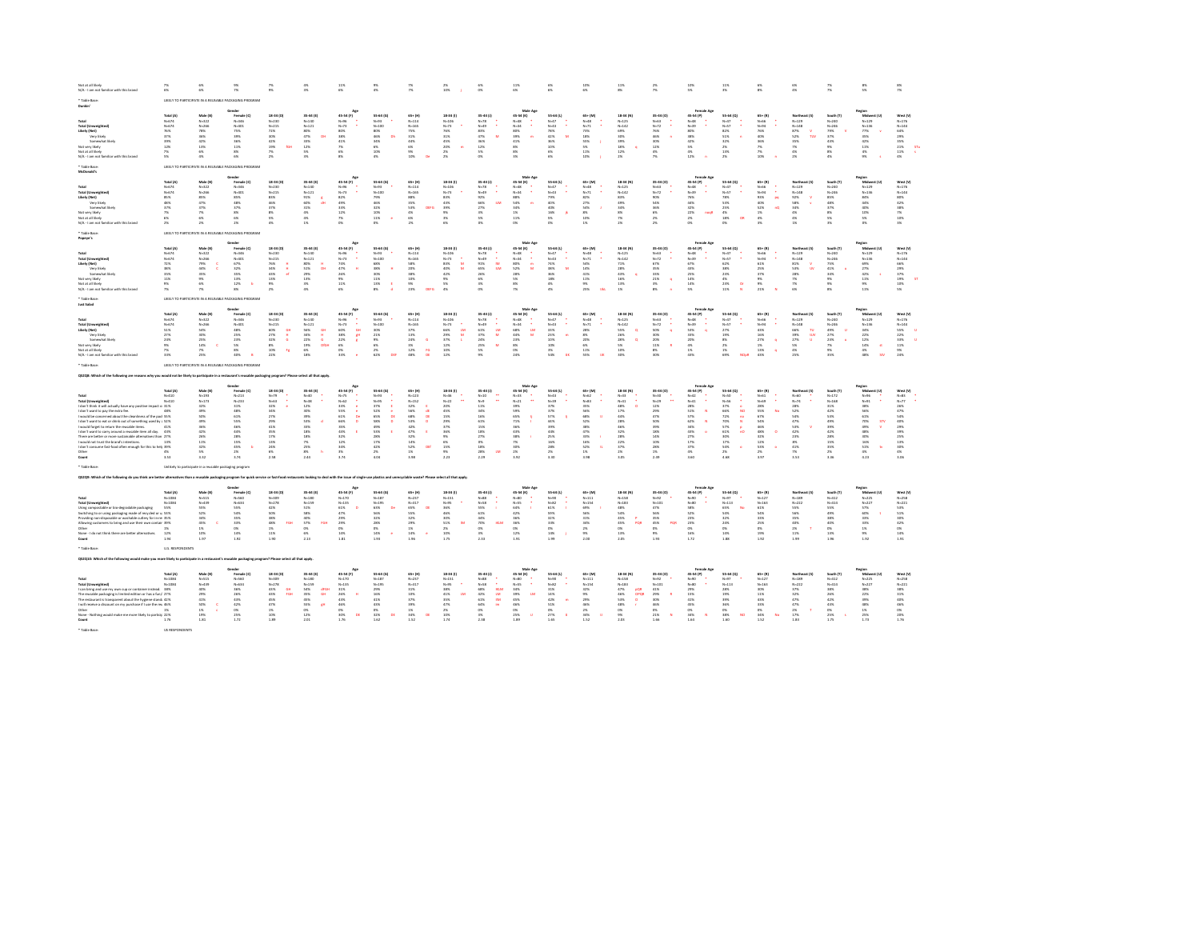| | Total (A) | Male (B) | Female (C) | 18-34 (D) | 35-44 (E) | 45-54 (F) | 55-64 (G) | 65+ (H) | 18-34 (I) | 35-44 (J) | 45-54 (K) | 55-64 (L) | 65+ (M) | 18-34 (N) | 35-44 (O) | 45-54 (P) | 55-64 (Q) | 65+ (R) | Northeast (S) | South (T) | Midwest (U) | West (V) |
|---|---|---|---|---|---|---|---|---|---|---|---|---|---|---|---|---|---|---|---|---|---|---|
| Not at all likely | 7% | 6% | 9% | 7% | 4% | 11% | 9% | 7% | 2% | 6% | 11% | 6% | 10% | 11% | 2% | 10% | 11% | 6% | 6% | 7% | 8% | 8% |
| N/A - I am not familiar with this brand | 6% | 6% | 7% | 8% | 3% | 6% | 4% | 7% | 10% j | 0% | 6% | 6% | 6% | 8% | 7% | 5% | 3% | 8% | 4% | 7% | 5% | 7% |

* Table Base: LIKELY TO PARTICIPATE IN A REUSABLE PACKAGING PROGRAM

**Dunkin'**

| | Gender | | | Age | | | | | Male Age | | | | | Female Age | | | | | Region | | | |
|---|---|---|---|---|---|---|---|---|---|---|---|---|---|---|---|---|---|---|---|---|---|---|
| | Total (A) | Male (B) | Female (C) | 18-34 (D) | 35-44 (E) | 45-54 (F) | 55-64 (G) | 65+ (H) | 18-34 (I) | 35-44 (J) | 45-54 (K) | 55-64 (L) | 65+ (M) | 18-34 (N) | 35-44 (O) | 45-54 (P) | 55-64 (Q) | 65+ (R) | Northeast (S) | South (T) | Midwest (U) | West (V) |
| Total | N=674 | N=322 | N=346 | N=230 | N=130 | N=96 | N=99 | N=114 | N=106 | N=78 | N=48 | N=47 | N=48 | N=125 | N=63 | N=48 | N=47 | N=66 | N=129 | N=240 | N=129 | N=176 |
| Total (Unweighted) | N=674 | N=266 | N=401 | N=215 | N=121 | N=73 | N=100 | N=165 | N=73 | N=49 | N=34 | N=43 | N=71 | N=142 | N=72 | N=39 | N=57 | N=94 | N=148 | N=246 | N=136 | N=144 |
| Likely (Net) | 76% | 78% | 75% | 72% | 80% | 80% | 80% | 74% | 76% | 83% | 80% | 76% | 73% | 69% | 76% | 80% | 82% | 76% | 67% | 79% | 77% | 84% |
| Very likely | 37% | 36% | 39% | 30% | 37% | 38% | 46% | 30% | 31% | 37% | 39% | 42% | 18% | 30% | 36% | 38% | 51% | 38% | 37% | 35% | 29% | 35% |
| Somewhat likely | 39% | 42% | 36% | 42% | 43% | 41% | 34% | 44% | 45% | 46% | 41% | 36% | 55% | 39% | 40% | 42% | 32% | 36% | 35% | 43% | 42% | 55% |
| Not very likely | 12% | 13% | 11% | 19% | 12% | 7% | 6% | 6% | 20% | 12% | 8% | 10% | 5% | 18% | 11% | 5% | 2% | 7% | 7% | 9% | 11% | 21% |
| Not at all likely | 7% | 6% | 8% | 7% | 5% | 6% | 10% | 9% | 2% | 8% | 4% | 11% | 12% | 4% | 10% | 0% | 13% | 7% | 4% | 8% | 6% | 4% |
| N/A - I am not familiar with this brand | 5% | 4% | 6% | 2% | 3% | 8% | 4% | 10% | 2% | 0% | 3% | 6% | 10% | 2% | 7% | 12% | 2% | 10% | 1% | 4% | 9% | 4% |

* Table Base: LIKELY TO PARTICIPATE IN A REUSABLE PACKAGING PROGRAM

**McDonald's**

| | Total (A) | Male (B) | Female (C) | 18-34 (D) | 35-44 (E) | 45-54 (F) | 55-64 (G) | 65+ (H) | 18-34 (I) | 35-44 (J) | 45-54 (K) | 55-64 (L) | 65+ (M) | 18-34 (N) | 35-44 (O) | 45-54 (P) | 55-64 (Q) | 65+ (R) | Northeast (S) | South (T) | Midwest (U) | West (V) |
|---|---|---|---|---|---|---|---|---|---|---|---|---|---|---|---|---|---|---|---|---|---|---|
| Total | N=674 | N=322 | N=346 | N=230 | N=130 | N=96 | N=99 | N=114 | N=106 | N=78 | N=48 | N=47 | N=48 | N=125 | N=63 | N=48 | N=47 | N=66 | N=129 | N=240 | N=129 | N=176 |
| Total (Unweighted) | N=674 | N=266 | N=401 | N=215 | N=121 | N=73 | N=100 | N=165 | N=73 | N=49 | N=34 | N=43 | N=71 | N=142 | N=72 | N=39 | N=57 | N=94 | N=148 | N=246 | N=136 | N=144 |
| Likely (Net) | 85% | 85% | 85% | 83% | 91% g | 82% | 79% | 88% | 83% | 92% | 88% | 79% | 82% | 83% | 90% | 76% | 78% | 93% pq | 92% V | 85% | 84% | 80% |
| Very likely | 48% | 47% | 48% | 46% | 60% dH | 49% | 46% | 35% | 44% | 66% LM | 54% m | 45% | 27% | 49% | 54% | 44% | 53% | 40% | 58% | 48% | 34% | 42% |
| Somewhat likely | 37% | 37% | 38% | 37% | 31% | 33% | 32% | 53% | 39% | 27% | 34% | 34% | 54% | 34% | 36% | 32% | 25% | 53% | 33% | 37% | 50% | 38% |
| Not very likely | 7% | 7% | 6% | 8% | 4% | 12% | 10% | 3% | 9% | 4% | 1% | 16% | 8% | 6% | 6% | 22% | 4% | 2% | 4% | 8% | 10% | 7% |
| Not at all likely | 6% | 6% | 6% | 5% | 4% | 7% | 11% | 6% | 3% | 5% | 11% | 5% | 10% | 7% | 4% | 1% | 18% | 5% | 4% | 5% | 5% | 10% |
| N/A - I am not familiar with this brand | 2% | 2% | 2% | 4% | 1% | 0% | 0% | 2% | 6% | 0% | 0% | 0% | 1% | 3% | 2% | 0% | 0% | 0% | 1% | 3% | 0% | 3% |

* Table Base: LIKELY TO PARTICIPATE IN A REUSABLE PACKAGING PROGRAM

**Popeye's**

| | Total (A) | Male (B) | Female (C) | 18-34 (D) | 35-44 (E) | 45-54 (F) | 55-64 (G) | 65+ (H) | 18-34 (I) | 35-44 (J) | 45-54 (K) | 55-64 (L) | 65+ (M) | 18-34 (N) | 35-44 (O) | 45-54 (P) | 55-64 (Q) | 65+ (R) | Northeast (S) | South (T) | Midwest (U) | West (V) |
|---|---|---|---|---|---|---|---|---|---|---|---|---|---|---|---|---|---|---|---|---|---|---|
| Total | N=674 | N=322 | N=346 | N=230 | N=130 | N=96 | N=99 | N=114 | N=106 | N=78 | N=48 | N=47 | N=48 | N=125 | N=63 | N=48 | N=47 | N=66 | N=129 | N=240 | N=129 | N=176 |
| Total (Unweighted) | N=674 | N=266 | N=401 | N=215 | N=121 | N=73 | N=100 | N=165 | N=73 | N=49 | N=34 | N=43 | N=71 | N=142 | N=72 | N=39 | N=57 | N=94 | N=148 | N=246 | N=136 | N=144 |
| Likely (Net) | 71% | 64% | 77% | 80% | 76% | 71% | 56% | 61% | 83% | 92% | 61% | 52% | 49% | 75% | 57% | 82% | 61% | 71% | 67% | 75% | 68% | 69% |
| Very likely | 36% | 30% | 42% | 51% | 37% | 30% | 26% | 20% | 43% | 60% | 33% | 27% | 14% | 50% | 19% | 26% | 25% | 25% | 38% | 38% | 27% | 39% |
| Somewhat likely | 35% | 35% | 35% | 29% | 39% | 41% | 30% | 38% | 39% | 32% | 28% | 26% | 35% | 25% | 38% | 56% | 36% | 46% | 29% | 37% | 41% | 30% |
| Not very likely | 11% | 9% | 13% | 10% | 13% | 13% | 8% | 11% | 9% | 3% | 18% | 11% | 13% | 11% | 23% | 7% | 4% | 9% | 14% | 9% | 11% | 8% |
| Not at all likely | 9% | 6% | 12% | 5% | 9% | 11% | 13% | 9% | 5% | 3% | 8% | 4% | 9% | 14% | 23% | 9% | 21% | 7% | 9% | 9% | 7% | 10% |
| N/A - I am not familiar with this brand | 7% | 13% | 8% | 2% | 6% | 8% | 23% | 4% | 0% | 7% | 4% | 25% | 1% | 8% | 5% | 11% | 21% | 6% | 8% | 11% | 5% | 5% |

* Table Base: LIKELY TO PARTICIPATE IN A REUSABLE PACKAGING PROGRAM

**Just Salad**

| | Total (A) | Male (B) | Female (C) | 18-34 (D) | 35-44 (E) | 45-54 (F) | 55-64 (G) | 65+ (H) | 18-34 (I) | 35-44 (J) | 45-54 (K) | 55-64 (L) | 65+ (M) | 18-34 (N) | 35-44 (O) | 45-54 (P) | 55-64 (Q) | 65+ (R) | Northeast (S) | South (T) | Midwest (U) | West (V) |
|---|---|---|---|---|---|---|---|---|---|---|---|---|---|---|---|---|---|---|---|---|---|---|
| Total | N=674 | N=322 | N=346 | N=230 | N=130 | N=96 | N=99 | N=114 | N=106 | N=78 | N=48 | N=47 | N=48 | N=125 | N=63 | N=48 | N=47 | N=66 | N=129 | N=240 | N=129 | N=176 |
| Total (Unweighted) | N=674 | N=266 | N=401 | N=215 | N=121 | N=73 | N=100 | N=165 | N=73 | N=49 | N=34 | N=43 | N=71 | N=142 | N=72 | N=39 | N=57 | N=94 | N=148 | N=246 | N=136 | N=144 |
| Likely (Net) | 51% | 54% | 48% | 60% GH | 56% GH | 60% GH | 30% | 37% | 66% LM | 63% LM | 68% LM | 33% | 28% | 55% Q | 50% q | 53% q | 27% | 45% | 66% TU | 49% U | 34% | 55% U |
| Very likely | 27% | 30% | 25% | 37% H | 34% H | 38% gH | 21% | 13% | 29% M | 37% M | 44% M | 25% m | 8% | 26% | 30% | 33% | 19% | 16% | 39% TuV | 27% | 22% | 22% |
| Somewhat likely | 24% | 25% | 23% | 22% G | 22% G | 22% g | 9% | 24% G | 37% L | 24% | 24% | 10% | 20% | 28% Q | 20% | 20% | 8% | 27% q | 27% U | 23% u | 12% | 33% U |
| Not very likely | 9% | 14% C | 5% | 8% | 19% DfGh | 6% | 6% | 5% | 12% | 25% | 8% | 10% | 6% | 5% | 11% | 8% | 2% | 5% | 5% | 7% | 14% | 11% |
| Not at all likely | 7% | 7% | 8% | 10% Fg | 6% | 0% | 2% | 12% | 10% | 5% | 0% | 3% | 11% | 10% | 8% | 1% | 1% | 13% | 4% | 9% | 4% | 9% |
| N/A - I am not familiar with this brand | 33% | 25% | 40% B | 21% | 18% | 33% e | 61% DEF | 48% DE | 12% | 9% | 24% | 53% IJK | 55% IJK | 30% | 30% | 38% | 69% NOpR | 45% | 25% | 35% | 48% SV | 24% |

* Table Base: LIKELY TO PARTICIPATE IN A REUSABLE PACKAGING PROGRAM

**Q32Q8: Which of the following are reasons why you would not be likely to participate in a restaurant's reusable packaging program? Please select all that apply.**

| | Total (A) | Male (B) | Female (C) | 18-34 (D) | 35-44 (E) | 45-54 (F) | 55-64 (G) | 65+ (H) | 18-34 (I) | 35-44 (J) | 45-54 (K) | 55-64 (L) | 65+ (M) | 18-34 (N) | 35-44 (O) | 45-54 (P) | 55-64 (Q) | 65+ (R) | Northeast (S) | South (T) | Midwest (U) | West (V) |
|---|---|---|---|---|---|---|---|---|---|---|---|---|---|---|---|---|---|---|---|---|---|---|
| Total | N=410 | N=193 | N=213 | N=79 | N=40 | N=75 | N=93 | N=123 | N=38 | N=10 | N=33 | N=43 | N=68 | N=41 | N=30 | N=42 | N=50 | N=55 | N=60 | N=172 | N=96 | N=83 |
| Total (Unweighted) | N=410 | N=171 | N=233 | N=63 | N=36 | N=62 | N=95 | N=152 | N=22 | N=9 | N=21 | N=39 | N=83 | N=41 | N=27 | N=41 | N=56 | N=69 | N=74 | N=168 | N=91 | N=77 |
| I don't think it will actually have any positive impact on the environment | 31% | 32% | 31% | 32% | 12% | 33% | 37% | 32% | 20% | 11% | 39% | 37% | 35% | 17% | 37% | 28% | 37% | 26% | 28% | 31% | 38% | 26% |
| I don't want to pay the extra fee | 48% | 49% | 48% | 34% | 30% | 55% | 51% | 56% | 45% | 34% | 59% | 37% | 56% | 17% | 29% | 51% | 66% | 55% | 52% | 42% | 56% | 47% |
| I would be concerned about the cleanliness of the packaging | 55% | 50% | 61% | 27% | 39% | 61% | 65% | 68% | 15% | 16% | 65% | 57% | 68% | 44% | 70% | 57% | 72% | 67% | 54% | 53% | 62% | 54% |
| I don't want to eat or drink out of something used by others | 52% | 49% | 55% | 29% | 53% | 66% | 58% | 53% | 22% | 63% | 71% | 46% | 52% | 28% | 40% | 62% | 70% | 53% | 37% | 49% | 70% | 48% |
| I would forget to return the reusable items | 41% | 36% | 46% | 41% | 33% | 35% | 49% | 42% | 37% | 15% | 36% | 39% | 38% | 46% | 39% | 34% | 57% | 46% | 54% | 33% | 48% | 39% |
| I don't want to carry around a reusable item all day | 43% | 32% | 55% | 35% | 18% | 40% | 47% | 46% | 18% | 10% | 43% | 37% | 32% | 52% | 30% | 41% | 56% | 54% | 38% | 42% | 50% | 39% |
| There are better or more sustainable alternatives than reusable packaging | 27% | 26% | 28% | 17% | 18% | 32% | 28% | 32% | 9% | 27% | 38% | 25% | 33% | 28% | 11% | 27% | 30% | 31% | 23% | 24% | 40% | 25% |
| I would not trust the brand's intentions | 13% | 11% | 15% | 13% | 7% | 12% | 17% | 14% | 8% | 0% | 7% | 16% | 16% | 22% | 10% | 17% | 17% | 12% | 8% | 15% | 16% | 13% |
| I don't consume fast-food often enough for this to feel worthwhile | 39% | 32% | 45% | 24% | 25% | 34% | 42% | 52% | 15% | 18% | 30% | 28% | 52% | 37% | 30% | 37% | 53% | 53% | 41% | 35% | 51% | 30% |
| Other | 4% | 5% | 1% | 6% | 8% | 3% | 2% | 1% | 9% | 28% | 2% | 1% | 1% | 1% | 0% | 2% | 2% | 1% | 7% | 2% | 0% | 4% |
| Count | 3.53 | 3.32 | 3.74 | 2.58 | 2.43 | 3.74 | 4.04 | 3.98 | 2.23 | 2.19 | 3.92 | 3.30 | 3.98 | 3.05 | 2.49 | 3.60 | 4.68 | 3.97 | 3.53 | 3.36 | 4.23 | 3.06 |

* Table Base: Unlikely to participate in a reusable packaging program

**Q32Q9: Which of the following do you think are better alternatives than a reusable packaging program for quick service or fast-food restaurants looking to deal with the issue of single-use plastics and unrecyclable waste? Please select all that apply.**

| | Total (A) | Male (B) | Female (C) | 18-34 (D) | 35-44 (E) | 45-54 (F) | 55-64 (G) | 65+ (H) | 18-34 (I) | 35-44 (J) | 45-54 (K) | 55-64 (L) | 65+ (M) | 18-34 (N) | 35-44 (O) | 45-54 (P) | 55-64 (Q) | 65+ (R) | Northeast (S) | South (T) | Midwest (U) | West (V) |
|---|---|---|---|---|---|---|---|---|---|---|---|---|---|---|---|---|---|---|---|---|---|---|
| Total | N=1084 | N=515 | N=560 | N=309 | N=180 | N=170 | N=187 | N=237 | N=151 | N=88 | N=80 | N=90 | N=111 | N=158 | N=92 | N=90 | N=97 | N=127 | N=189 | N=412 | N=225 | N=258 |
| Total (Unweighted) | N=1084 | N=439 | N=634 | N=278 | N=159 | N=135 | N=195 | N=317 | N=95 | N=58 | N=55 | N=82 | N=154 | N=183 | N=101 | N=80 | N=113 | N=163 | N=222 | N=414 | N=227 | N=221 |
| Using compostable or biodegradable packaging | 53% | 55% | 55% | 42% | 51% | 61% D | 63% Dn | 64% DE | 36% | 55% | 64% | 61% | 69% | 48% | 47% | 58% | 65% No | 61% | 56% | 55% | 57% | 53% |
| Switching to or using packaging made of recycled or recyclable materials | 53% | 52% | 54% | 50% | 58% | 47% | 56% | 55% | 46% | 61% | 42% | 59% | 56% | 54% | 56% | 52% | 54% | 54% | 56% | 49% | 60% | 51% |
| Providing non-disposable or washable cutlery for in-restaurant dining | 35% | 34% | 35% | 38% | 30% | 29% | 32% | 32% | 30% | 34% | 36% | 32% | 31% | 45% | 35% | 23% | 32% | 33% | 35% | 38% | 30% | 30% |
| Allowing customers to bring and use their own containers | 39% | 45% C | 34% | 48% | 57% FGH | 29% | 28% | 29% | 51% | 70% | 36% | 33% | 34% | 45% | 45% | 23% | 23% | 25% | 48% | 40% | 33% | 42% |
| Other | 1% | 1% | 0% | 1% | 0% | 0% | 0% | 1% | 2% | 0% | 0% | 0% | 2% | 0% | 0% | 0% | 0% | 0% | 2% | 0% | 1% | 0% |
| None - I do not think there are better alternatives. | 12% | 10% | 14% | 11% | 6% | 10% | 14% | 14% | 10% | 3% | 12% | 14% | 9% | 13% | 9% | 16% | 14% | 19% | 11% | 14% | 9% | 14% |
| Count | 1.94 | 1.97 | 1.92 | 1.90 | 2.13 | 1.81 | 1.93 | 1.96 | 1.75 | 2.33 | 1.91 | 1.99 | 2.08 | 2.05 | 1.93 | 1.72 | 1.88 | 1.92 | 1.99 | 1.96 | 1.92 | 1.91 |

* Table Base: U.S. RESPONDENTS

**Q32Q10: Which of the following would make you more likely to participate in a restaurant's reusable packaging program? Please select all that apply.**

| | Total (A) | Male (B) | Female (C) | 18-34 (D) | 35-44 (E) | 45-54 (F) | 55-64 (G) | 65+ (H) | 18-34 (I) | 35-44 (J) | 45-54 (K) | 55-64 (L) | 65+ (M) | 18-34 (N) | 35-44 (O) | 45-54 (P) | 55-64 (Q) | 65+ (R) | Northeast (S) | South (T) | Midwest (U) | West (V) |
|---|---|---|---|---|---|---|---|---|---|---|---|---|---|---|---|---|---|---|---|---|---|---|
| Total | N=1084 | N=515 | N=560 | N=309 | N=180 | N=170 | N=187 | N=237 | N=151 | N=88 | N=80 | N=90 | N=111 | N=158 | N=92 | N=90 | N=97 | N=127 | N=189 | N=412 | N=225 | N=258 |
| Total (Unweighted) | N=1084 | N=439 | N=634 | N=278 | N=159 | N=135 | N=195 | N=317 | N=95 | N=58 | N=55 | N=82 | N=154 | N=183 | N=101 | N=80 | N=113 | N=163 | N=222 | N=414 | N=227 | N=221 |
| I can bring and use my own cup or container instead | 38% | 40% | 36% | 43% | 54% | 31% | 29% | 31% | 38% | 48% | 34% | 31% | 32% | 47% | 61% | 29% | 28% | 30% | 37% | 38% | 38% | 38% |
| The reusable packaging is limited edition or has a fun design | 27% | 29% | 26% | 43% | 35% | 26% | 16% | 10% | 41% | 32% | 39% | 14% | 9% | 46% | 39% | 15% | 19% | 11% | 32% | 26% | 22% | 31% |
| Switching to reusable packaging made of recycled or recyclable materials | 41% | 42% | 40% | 38% | 50% | 39% | 41% | 39% | 35% | 61% | 43% | 42% | 42% | 40% | 35% | 33% | 39% | 36% | 47% | 42% | 39% | 40% |
| The restaurant is transparent about the hygiene standards | 46% | 50% | 42% | 47% | 55% | 44% | 43% | 39% | 47% | 64% | 46% | 51% | 46% | 48% | 44% | 43% | 36% | 33% | 47% | 43% | 48% | 46% |
| Other | 1% | 1% | 1% | 0% | 0% | 1% | 1% | 2% | 0% | 0% | 0% | 0% | 2% | 0% | 0% | 0% | 0% | 1% | 2% | 0% | 1% | 0% |
| None - Nothing would make me more likely to participate | 22% | 19% | 25% | 10% | 12% | 30% | 32% | 34% | 10% | 4% | 25% | 27% | 37% | 9% | 21% | 34% | 38% | 34% | 17% | 25% | 25% | 20% |
| Count | 1.76 | 1.81 | 1.72 | 1.89 | 2.01 | 1.76 | 1.62 | 1.52 | 1.74 | 2.38 | 1.89 | 1.65 | 1.52 | 2.03 | 1.66 | 1.65 | 1.60 | 1.52 | 1.83 | 1.75 | 1.73 | 1.76 |

* Table Base: US RESPONDENTS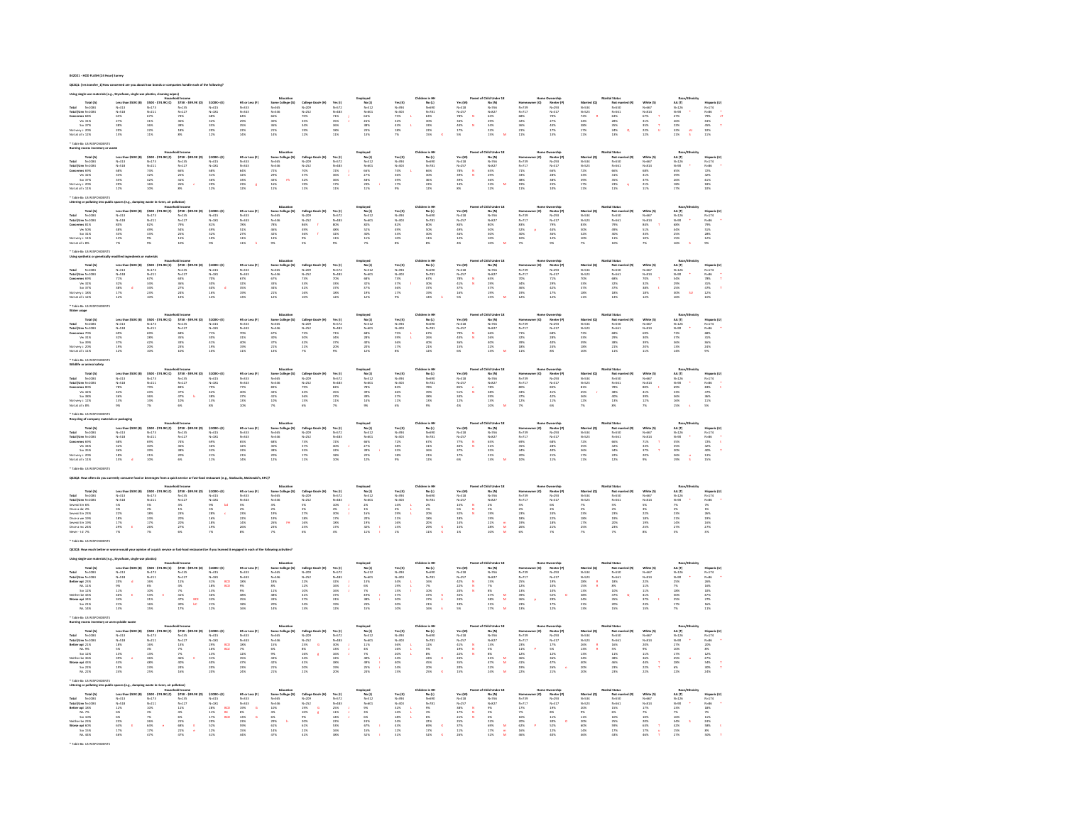BSD2021 - HOD FLASH (24 Hour) Survey

QS2Q1: [res transfer_1] How concerned are you about how brands or companies handle each of the following?

**Using single-use materials (e.g., Styrofoam, single-use plastics, cleaning wipes)**

| | Total (A) |
|---|---|
| Total | N=1084 |
| Total (Unw | N=1084 |
| Concernec | 65% |
| Ve | 31% |
| So | 37% |
| Not very c | 20% |
| Not at all c | 12% |

* Table Ba: US RESPONDENTS

**Burning excess inventory or waste**

| | Total (A) |
|---|---|
| Total | N=1084 |
| Total (Unw | N=1084 |
| Concernec | 69% |
| Ve | 32% |
| So | 37% |
| Not very c | 20% |
| Not at all c | 11% |

* Table Ba: US RESPONDENTS

**Littering or polluting into public spaces (e.g., dumping waste in rivers, air pollution)**

| | Total (A) |
|---|---|
| Total | N=1084 |
| Total (Unw | N=1084 |
| Concernec | 81% |
| Ve | 50% |
| So | 31% |
| Not very c | 11% |
| Not at all c | 8% |

* Table Ba: US RESPONDENTS

**Using synthetic or genetically modified ingredients or materials**

| | Total (A) |
|---|---|
| Total | N=1084 |
| Total (Unw | N=1084 |
| Concernec | 70% |
| Ve | 32% |
| So | 38% |
| Not very c | 18% |
| Not at all c | 12% |

* Table Ba: US RESPONDENTS

**Water usage**

| | Total (A) |
|---|---|
| Total | N=1084 |
| Total (Unw | N=1084 |
| Concernec | 70% |
| Ve | 31% |
| So | 39% |
| Not very c | 20% |
| Not at all c | 11% |

* Table Ba: US RESPONDENTS

**Wildlife or animal safety**

| | Total (A) |
|---|---|
| Total | N=1084 |
| Total (Unw | N=1084 |
| Concernec | 79% |
| Ve | 43% |
| So | 36% |
| Not very c | 12% |
| Not at all c | 9% |

* Table Ba: US RESPONDENTS

**Recycling of company materials or packaging**

| | Total (A) |
|---|---|
| Total | N=1084 |
| Total (Unw | N=1084 |
| Concernec | 68% |
| Ve | 33% |
| So | 35% |
| Not very c | 20% |
| Not at all c | 11% |

* Table Ba: US RESPONDENTS

QS2Q2: How often do you currently consume food or beverages from a quick service or fast-food restaurant (e.g., Starbucks, McDonald's, KFC)?

| | Total (A) |
|---|---|
| Total | N=1084 |
| Total (Unw | N=1084 |
| Several tin | 6% |
| Once a da | 2% |
| Several tin | 22% |
| Once a we | 18% |
| Several tin | 17% |
| Once a mo | 24% |
| Never - I d | 7% |

* Table Ba: US RESPONDENTS

QS2Q3: How much better or worse would your opinion of a quick service or fast-food restaurant be if you learned it engaged in each of the following activities?

**Using single-use materials (e.g., Styrofoam, single-use plastics)**

| | Total (A) |
|---|---|
| Total | N=1084 |
| Total (Unw | N=1084 |
| Better opi | 21% |
| M | 9% |
| So | 12% |
| Neither be | 33% |
| Worse opi | 46% |
| So | 21% |
| M | 24% |

* Table Ba: US RESPONDENTS

**Burning excess inventory or unacceptable waste**

| | Total (A) |
|---|---|
| Total | N=1084 |
| Total (Unw | N=1084 |
| Better opi | 21% |
| M | 9% |
| So | 12% |
| Neither be | 36% |
| Worse opi | 44% |
| So | 22% |
| M | 22% |

* Table Ba: US RESPONDENTS

**Littering or polluting into public spaces (e.g., dumping waste in rivers, air pollution)**

| | Total (A) |
|---|---|
| Total | N=1084 |
| Total (Unw | N=1084 |
| Better opi | 18% |
| M | 7% |
| So | 10% |
| Neither be | 19% |
| Worse opi | 63% |
| So | 17% |
| M | 46% |

* Table Ba: US RESPONDENTS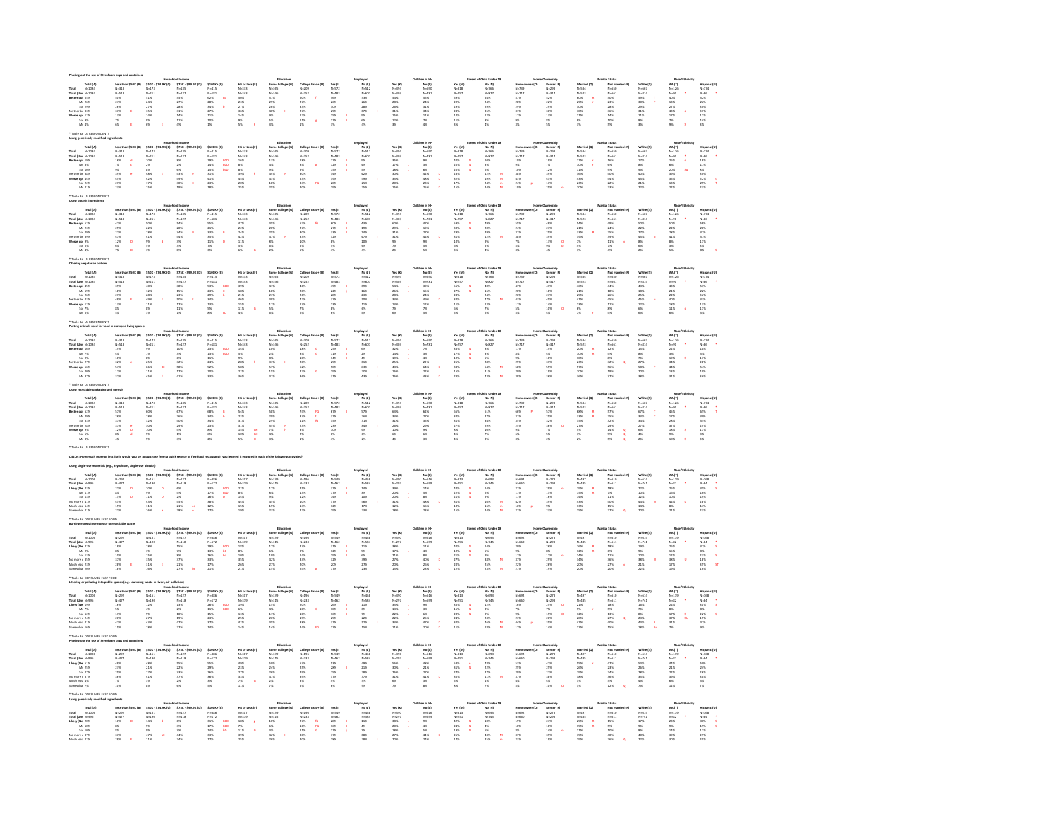Phasing out the use of Styrofoam cups and containers

* Table Base: US RESPONDENTS

Using genetically modified ingredients

* Table Base: US RESPONDENTS

Using organic ingredients

* Table Base: US RESPONDENTS

Offering vegetarian options

* Table Base: US RESPONDENTS

Putting animals used for food in cramped living spaces

* Table Base: US RESPONDENTS

Using recyclable packaging and utensils

* Table Base: US RESPONDENTS

QS2Q4: How much more or less likely would you be to purchase from a quick service or fast-food restaurant if you learned it engaged in each of the following activities?

Using single-use materials (e.g., Styrofoam, single-use plastics)

* Table Base: CONSUMES FAST FOOD

Burning excess inventory or unrecyclable waste

* Table Base: CONSUMES FAST FOOD

Littering or polluting into public spaces (e.g., dumping waste in rivers, air pollution)

* Table Base: CONSUMES FAST FOOD

Phasing out the use of Styrofoam cups and containers

* Table Base: CONSUMES FAST FOOD

Using genetically modified ingredients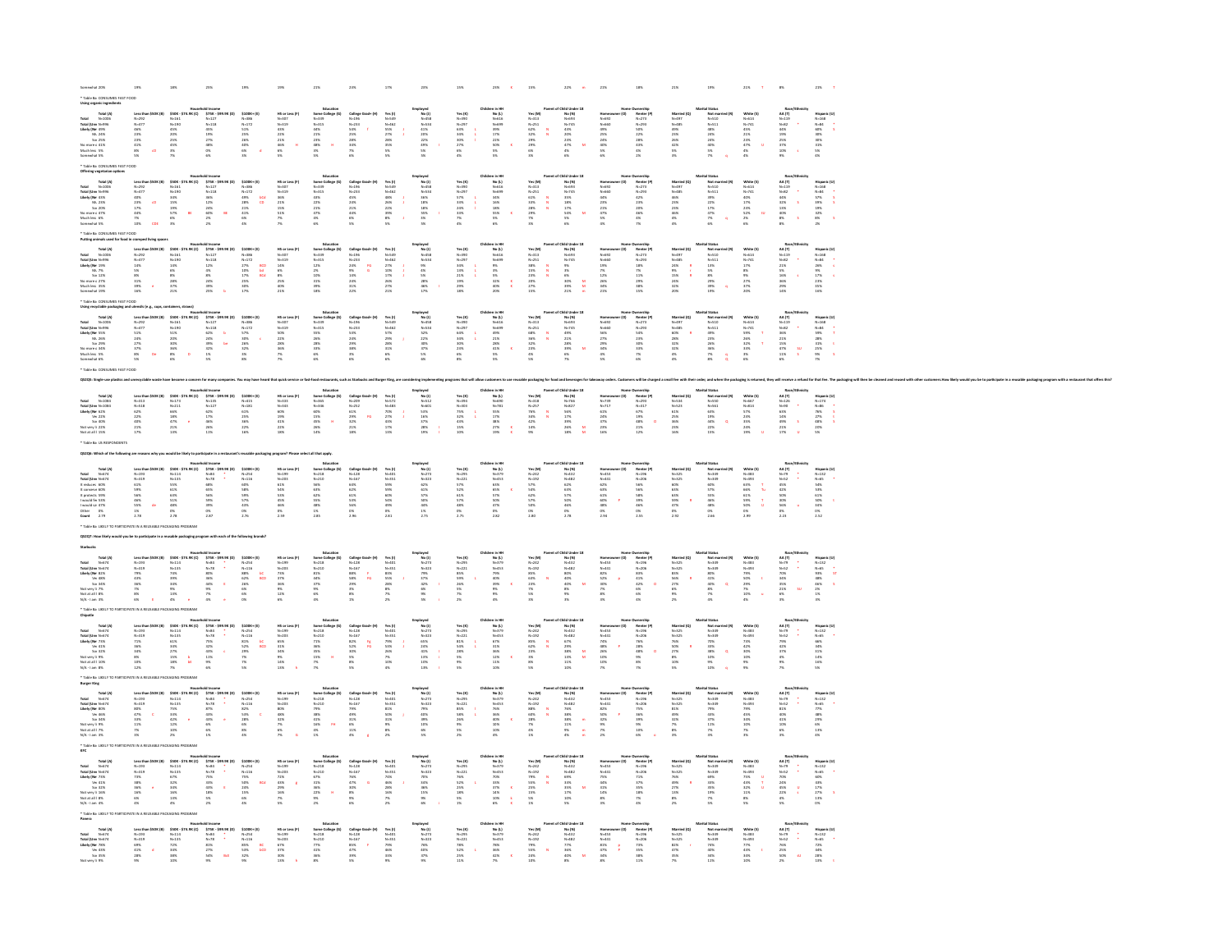| | Total (A) | Less than $50K (B) | $50K - $74.9K (C) | $75K - $99.9K (D) | $100K+ (E) | HS or Less (F) | Some College (G) | College Grad+ (H) | Yes (I) | No (J) | Yes (K) | No (L) | Yes (M) | No (N) | Homeowner (O) | Renter (P) | Married (Q) | Not married (R) | White (S) | AA (T) | Hispanic (U) |
|---|---|---|---|---|---|---|---|---|---|---|---|---|---|---|---|---|---|---|---|---|---|
| Somewhat oll | 20% | 19% | 18% | 25% | 19% | 19% | 21% | 24% | 17% | 23% | 15% | 23% | 15% | 22% | 21% | 18% | 21% | 19% | 21% | 8% | 21% |

* Table Ba: CONSUMES FAST FOOD

**Using organic ingredients**

| | | Household Income | | | | Education | | | Employed | | Children in HH | | Parent of Child Under 18 | | Home Ownership | | Marital Status | | Race/Ethnicity | | |
|---|---|---|---|---|---|---|---|---|---|---|---|---|---|---|---|---|---|---|---|---|---|
| | Total (A) | Less than $50K (B) | $50K - $74.9K (C) | $75K - $99.9K (D) | $100K+ (E) | HS or Less (F) | Some College (G) | College Grad+ (H) | Yes (I) | No (J) | Yes (K) | No (L) | Yes (M) | No (N) | Homeowner (O) | Renter (P) | Married (Q) | Not married (R) | White (S) | AA (T) | Hispanic (U) |
| Total | N=1006 | N=292 | N=161 | N=127 | N=386 | N=307 | N=339 | N=396 | N=549 | N=458 | N=390 | N=616 | N=313 | N=693 | N=692 | N=273 | N=497 | N=510 | N=613 | N=119 | N=168 |
| Total (Unw | N=996 | N=477 | N=190 | N=118 | N=172 | N=319 | N=315 | N=233 | N=442 | N=534 | N=297 | N=699 | N=251 | N=745 | N=660 | N=293 | N=485 | N=511 | N=741 | N=82 | N=84 |
| Likely (Ne | 49% | 46% | 45% | 45% | 51% | 43% | 44% | 50% | 55% | 41% | 63% | 39% | 62% | 43% | 39% | 50% | 49% | 48% | 45% | 34% | 60% |
| NA | 24% | 24% | 20% | 19% | 25% | 21% | 21% | 25% | 27% | 19% | 33% | 17% | 32% | 20% | 25% | 22% | 23% | 24% | 21% | 19% | 30% |
| Sw | 25% | 23% | 25% | 27% | 26% | 21% | 23% | 28% | 28% | 22% | 30% | 21% | 29% | 23% | 24% | 28% | 26% | 24% | 23% | 25% | 30% |
| No more l | 41% | 41% | 45% | 38% | 40% | 46% | 38% | 34% | 35% | 49% | 27% | 50% | 29% | 47% | 40% | 43% | 40% | 40% | 47% | 37% | 32% |
| Much less | 5% | 8% | 3% | 0% | 6% | 6% | 3% | 7% | 5% | 5% | 6% | 5% | 6% | 4% | 5% | 4% | 5% | 5% | 4% | 10% | 5% |
| Somewhat | 5% | 5% | 7% | 6% | 3% | 5% | 5% | 6% | 5% | 5% | 4% | 5% | 3% | 6% | 6% | 2% | 5% | 7% | 4% | 9% | 4% |

* Table Ba: CONSUMES FAST FOOD

**Offering vegetarian options**

| | Total (A) | Less than $50K (B) | $50K - $74.9K (C) | $75K - $99.9K (D) | $100K+ (E) | HS or Less (F) | Some College (G) | College Grad+ (H) | Yes (I) | No (J) | Yes (K) | No (L) | Yes (M) | No (N) | Homeowner (O) | Renter (P) | Married (Q) | Not married (R) | White (S) | AA (T) | Hispanic (U) |
|---|---|---|---|---|---|---|---|---|---|---|---|---|---|---|---|---|---|---|---|---|---|
| Total | N=1006 | N=292 | N=161 | N=127 | N=386 | N=307 | N=339 | N=396 | N=549 | N=458 | N=390 | N=616 | N=313 | N=693 | N=692 | N=273 | N=497 | N=510 | N=613 | N=119 | N=168 |
| Total (Unw | N=996 | N=477 | N=190 | N=118 | N=172 | N=319 | N=315 | N=233 | N=442 | N=534 | N=297 | N=699 | N=251 | N=745 | N=660 | N=293 | N=485 | N=511 | N=741 | N=82 | N=84 |
| Likely (Ne | 43% | 40% | 33% | 36% | 49% | 36% | 43% | 45% | 48% | 36% | 57% | 34% | 61% | 35% | 34% | 42% | 46% | 39% | 40% | 44% | 57% |
| NA | 23% | 23% | 15% | 12% | 28% | 21% | 22% | 24% | 26% | 18% | 33% | 16% | 33% | 18% | 23% | 23% | 23% | 22% | 17% | 32% | 38% |
| Sw | 20% | 17% | 19% | 24% | 21% | 15% | 21% | 21% | 22% | 18% | 24% | 18% | 28% | 17% | 21% | 20% | 23% | 17% | 24% | 13% | 19% |
| No more l | 47% | 43% | 57% | 60% | 42% | 51% | 47% | 44% | 49% | 54% | 33% | 55% | 29% | 54% | 47% | 46% | 36% | 47% | 52% | 40% | 32% |
| Much less | 7% | 6% | 6% | 2% | 6% | 7% | 3% | 6% | 8% | 7% | 7% | 5% | 7% | 5% | 5% | 4% | 7% | 7% | 2% | 8% | 8% |
| Somewhat | 5% | 10% | 3% | 3% | 4% | 7% | 6% | 5% | 5% | 3% | 4% | 6% | 3% | 6% | 6% | 7% | 6% | 6% | 6% | 8% | 3% |

* Table Ba: CONSUMES FAST FOOD

**Putting animals used for food in cramped living spaces**

| | Total (A) | Less than $50K (B) | $50K - $74.9K (C) | $75K - $99.9K (D) | $100K+ (E) | HS or Less (F) | Some College (G) | College Grad+ (H) | Yes (I) | No (J) | Yes (K) | No (L) | Yes (M) | No (N) | Homeowner (O) | Renter (P) | Married (Q) | Not married (R) | White (S) | AA (T) | Hispanic (U) |
|---|---|---|---|---|---|---|---|---|---|---|---|---|---|---|---|---|---|---|---|---|---|
| Total | N=1006 | N=292 | N=161 | N=127 | N=386 | N=307 | N=339 | N=396 | N=549 | N=458 | N=390 | N=616 | N=313 | N=693 | N=692 | N=273 | N=497 | N=510 | N=613 | N=119 | N=168 |
| Total (Unw | N=996 | N=477 | N=190 | N=118 | N=172 | N=319 | N=315 | N=233 | N=442 | N=534 | N=297 | N=699 | N=251 | N=745 | N=660 | N=293 | N=485 | N=511 | N=741 | N=82 | N=84 |
| Likely (Ne | 19% | 14% | 14% | 12% | 27% | 14% | 12% | 24% | 27% | 9% | 33% | 9% | 38% | 9% | 19% | 18% | 24% | 13% | 17% | 21% | 26% |
| NA | 7% | 8% | 6% | 4% | 10% | 6% | 2% | 9% | 10% | 4% | 13% | 3% | 15% | 3% | 7% | 7% | 9% | 5% | 8% | 5% | 9% |
| Sw | 12% | 8% | 8% | 8% | 17% | 8% | 10% | 14% | 17% | 5% | 21% | 6% | 23% | 6% | 12% | 11% | 15% | 8% | 9% | 16% | 17% |
| No more l | 27% | 31% | 28% | 24% | 25% | 25% | 31% | 24% | 26% | 28% | 29% | 31% | 20% | 30% | 26% | 29% | 24% | 29% | 27% | 36% | 23% |
| Much less | 35% | 39% | 37% | 39% | 30% | 40% | 39% | 31% | 27% | 46% | 20% | 44% | 17% | 45% | 34% | 38% | 33% | 39% | 37% | 29% | 35% |
| Somewhat | 19% | 16% | 21% | 25% | 17% | 21% | 18% | 22% | 21% | 17% | 18% | 20% | 15% | 21% | 21% | 15% | 20% | 19% | 20% | 14% | 16% |

* Table Ba: CONSUMES FAST FOOD

**Using reusable packaging and utensils (e.g., cups, containers, straws)**

| | Total (A) | Less than $50K (B) | $50K - $74.9K (C) | $75K - $99.9K (D) | $100K+ (E) | HS or Less (F) | Some College (G) | College Grad+ (H) | Yes (I) | No (J) | Yes (K) | No (L) | Yes (M) | No (N) | Homeowner (O) | Renter (P) | Married (Q) | Not married (R) | White (S) | AA (T) | Hispanic (U) |
|---|---|---|---|---|---|---|---|---|---|---|---|---|---|---|---|---|---|---|---|---|---|
| Total | N=1006 | N=292 | N=161 | N=127 | N=386 | N=307 | N=339 | N=396 | N=549 | N=458 | N=390 | N=616 | N=313 | N=693 | N=692 | N=273 | N=497 | N=510 | N=613 | N=119 | N=168 |
| Total (Unw | N=996 | N=477 | N=190 | N=118 | N=172 | N=319 | N=315 | N=233 | N=442 | N=534 | N=297 | N=699 | N=251 | N=745 | N=660 | N=293 | N=485 | N=511 | N=741 | N=82 | N=84 |
| Likely (Ne | 51% | 53% | 51% | 42% | 57% | 50% | 55% | 53% | 57% | 52% | 65% | 44% | 68% | 43% | 56% | 54% | 60% | 45% | 53% | 36% | 50% |
| Mu | 26% | 24% | 20% | 24% | 30% | 21% | 26% | 24% | 29% | 22% | 34% | 21% | 36% | 21% | 27% | 23% | 28% | 23% | 26% | 21% | 28% |
| Sw | 27% | 27% | 30% | 18% | 26% | 28% | 28% | 29% | 28% | 30% | 32% | 28% | 32% | 28% | 29% | 30% | 32% | 22% | 32% | 15% | 22% |
| No more l | 37% | 37% | 36% | 42% | 32% | 36% | 33% | 38% | 31% | 37% | 23% | 41% | 23% | 39% | 34% | 33% | 31% | 36% | 33% | 47% | 25% |
| Much less | 5% | 3% | 8% | 1% | 3% | 7% | 6% | 3% | 6% | 5% | 6% | 5% | 4% | 6% | 5% | 7% | 2% | 7% | 3% | 11% | 9% |
| Somewhat | 6% | 5% | 6% | 5% | 8% | 7% | 6% | 6% | 6% | 6% | 6% | 5% | 5% | 7% | 5% | 6% | 6% | 8% | 6% | 6% | 7% |

* Table Ba: CONSUMES FAST FOOD

**QS12Q5: Single-use plastics and unrecyclable waste have become a concern for many companies. You may have heard that quick service or fast-food restaurants, such as Starbucks and Burger King, are considering implementing programs that will allow customers to use reusable packaging for food and beverages for takeaway orders. Customers will be charged a small fee with their order, and when the packaging is returned, they will receive a refund for that fee. The packaging will then be cleaned and reused with other customers How likely would you be to participate in a reusable packaging program with a restaurant that offers this?**

| | Total (A) | Less than $50K (B) | $50K - $74.9K (C) | $75K - $99.9K (D) | $100K+ (E) | HS or Less (F) | Some College (G) | College Grad+ (H) | Yes (I) | No (J) | Yes (K) | No (L) | Yes (M) | No (N) | Homeowner (O) | Renter (P) | Married (Q) | Not married (R) | White (S) | AA (T) | Hispanic (U) |
|---|---|---|---|---|---|---|---|---|---|---|---|---|---|---|---|---|---|---|---|---|---|
| Total | N=1083 | N=313 | N=173 | N=135 | N=415 | N=333 | N=365 | N=209 | N=572 | N=512 | N=390 | N=690 | N=318 | N=766 | N=739 | N=293 | N=534 | N=550 | N=667 | N=126 | N=174 |
| Total (Unw | N=1083 | N=518 | N=211 | N=127 | N=181 | N=343 | N=336 | N=252 | N=483 | N=401 | N=303 | N=781 | N=257 | N=827 | N=717 | N=317 | N=523 | N=561 | N=814 | N=90 | N=86 |
| Likely (Ne | 63% | 62% | 66% | 62% | 61% | 60% | 61% | 70% | 73% | 55% | 78% | 56% | 78% | 56% | 61% | 67% | 61% | 63% | 57% | 63% | 76% |
| Ve | 22% | 22% | 18% | 17% | 25% | 19% | 15% | 29% | 27% | 16% | 32% | 17% | 34% | 17% | 24% | 19% | 25% | 19% | 24% | 14% | 27% |
| Sw | 40% | 40% | 47% | 38% | 36% | 41% | 45% | 32% | 43% | 37% | 43% | 38% | 42% | 39% | 37% | 38% | 36% | 44% | 33% | 49% | 48% |
| Not very | 22% | 21% | 21% | 26% | 22% | 22% | 26% | 21% | 17% | 28% | 15% | 27% | 14% | 26% | 23% | 21% | 23% | 22% | 24% | 21% | 20% |
| Not at all | 15% | 17% | 13% | 11% | 16% | 18% | 14% | 18% | 10% | 19% | 8% | 19% | 9% | 18% | 16% | 12% | 16% | 15% | 19% | 17% | 5% |

* Table Ba: US RESPONDENTS

**QS12Q6: Which of the following are reasons why you would be likely to participate in a restaurant's reusable packaging program? Please select all that apply.**

| | Total (A) | Less than $50K (B) | $50K - $74.9K (C) | $75K - $99.9K (D) | $100K+ (E) | HS or Less (F) | Some College (G) | College Grad+ (H) | Yes (I) | No (J) | Yes (K) | No (L) | Yes (M) | No (N) | Homeowner (O) | Renter (P) | Married (Q) | Not married (R) | White (S) | AA (T) | Hispanic (U) |
|---|---|---|---|---|---|---|---|---|---|---|---|---|---|---|---|---|---|---|---|---|---|
| Total | N=674 | N=193 | N=113 | N=84 | N=254 | N=199 | N=218 | N=128 | N=401 | N=273 | N=295 | N=379 | N=242 | N=432 | N=453 | N=196 | N=325 | N=349 | N=383 | N=79 | N=132 |
| Total (Unw | N=674 | N=319 | N=135 | N=78 | N=116 | N=203 | N=210 | N=167 | N=351 | N=323 | N=221 | N=453 | N=192 | N=482 | N=431 | N=206 | N=325 | N=349 | N=493 | N=52 | N=65 |
| It reduces | 60% | 61% | 55% | 68% | 60% | 61% | 56% | 64% | 59% | 62% | 57% | 63% | 57% | 62% | 62% | 56% | 60% | 60% | 63% | 45% | 54% |
| It conserve | 60% | 59% | 61% | 65% | 58% | 54% | 63% | 62% | 59% | 61% | 52% | 65% | 54% | 63% | 63% | 56% | 63% | 57% | 66% | 42% | 53% |
| It protects | 59% | 56% | 63% | 58% | 59% | 53% | 62% | 61% | 60% | 57% | 61% | 57% | 62% | 57% | 61% | 58% | 61% | 55% | 61% | 50% | 61% |
| I would e | 54% | 57% | 57% | 50% | 48% | 45% | 55% | 53% | 54% | 57% | 50% | 57% | 50% | 57% | 60% | 39% | 59% | 48% | 59% | 40% | 50% |
| I would o | 43% | 55% | 48% | 39% | 34% | 46% | 38% | 50% | 49% | 34% | 51% | 37% | 50% | 38% | 38% | 46% | 37% | 48% | 43% | 34% | 44% |
| Other | 0% | 1% | 0% | 0% | 0% | 0% | 1% | 0% | 0% | 1% | 0% | 0% | 0% | 0% | 0% | 0% | 0% | 0% | 0% | 0% | 0% |
| Count | 2.77 | 2.78 | 2.78 | 2.87 | 2.76 | 2.59 | 2.83 | 2.96 | 2.83 | 2.75 | 2.7 | 2.82 | 2.80 | 2.78 | 2.90 | 2.55 | 2.82 | 2.66 | 2.99 | 2.23 | 2.52 |

* Table Ba: LIKELY TO PARTICIPATE IN A REUSABLE PACKAGING PROGRAM

**QS12Q7: How likely would you be to participate in a reusable packaging program with each of the following brands?**

**Starbucks**

| | Total (A) | Less than $50K (B) | $50K - $74.9K (C) | $75K - $99.9K (D) | $100K+ (E) | HS or Less (F) | Some College (G) | College Grad+ (H) | Yes (I) | No (J) | Yes (K) | No (L) | Yes (M) | No (N) | Homeowner (O) | Renter (P) | Married (Q) | Not married (R) | White (S) | AA (T) | Hispanic (U) |
|---|---|---|---|---|---|---|---|---|---|---|---|---|---|---|---|---|---|---|---|---|---|
| Total | N=674 | N=193 | N=113 | N=84 | N=254 | N=199 | N=218 | N=128 | N=401 | N=273 | N=295 | N=379 | N=242 | N=432 | N=453 | N=196 | N=325 | N=349 | N=383 | N=79 | N=132 |
| Total (Unw | N=674 | N=319 | N=135 | N=78 | N=116 | N=203 | N=210 | N=167 | N=351 | N=323 | N=221 | N=453 | N=192 | N=482 | N=431 | N=206 | N=325 | N=349 | N=493 | N=52 | N=65 |
| Likely (Ne | 83% | 79% | 80% | 88% | 88% | 73% | 81% | 88% | 83% | 79% | 86% | 79% | 85% | 82% | 83% | 83% | 85% | 80% | 79% | 70% | 93% |
| Ve | 40% | 43% | 39% | 56% | 62% | 37% | 44% | 58% | 57% | 37% | 59% | 40% | 63% | 40% | 52% | 41% | 56% | 41% | 50% | 34% | 48% |
| Sw | 34% | 36% | 34% | 44% | 26% | 36% | 37% | 29% | 28% | 42% | 26% | 39% | 22% | 40% | 30% | 42% | 27% | 40% | 29% | 35% | 46% |
| Not very | 7% | 7% | 9% | 9% | 6% | 9% | 9% | 3% | 8% | 6% | 5% | 9% | 7% | 8% | 5% | 5% | 6% | 8% | 7% | 21% | 2% |
| Not at all | 8% | 8% | 10% | 7% | 6% | 12% | 6% | 8% | 7% | 9% | 5% | 9% | 5% | 9% | 8% | 6% | 9% | 7% | 10% | 6% | 1% |
| N/A - I am | 3% | 6% | 4% | 4% | 0% | 6% | 3% | 1% | 2% | 5% | 2% | 3% | 3% | 3% | 3% | 4% | 2% | 4% | 4% | 3% | 3% |

* Table Ba: LIKELY TO PARTICIPATE IN A REUSABLE PACKAGING PROGRAM

**Chipotle**

| | Total (A) | Less than $50K (B) | $50K - $74.9K (C) | $75K - $99.9K (D) | $100K+ (E) | HS or Less (F) | Some College (G) | College Grad+ (H) | Yes (I) | No (J) | Yes (K) | No (L) | Yes (M) | No (N) | Homeowner (O) | Renter (P) | Married (Q) | Not married (R) | White (S) | AA (T) | Hispanic (U) |
|---|---|---|---|---|---|---|---|---|---|---|---|---|---|---|---|---|---|---|---|---|---|
| Total | N=674 | N=193 | N=113 | N=84 | N=254 | N=199 | N=218 | N=128 | N=401 | N=273 | N=295 | N=379 | N=242 | N=432 | N=453 | N=196 | N=325 | N=349 | N=383 | N=79 | N=132 |
| Total (Unw | N=674 | N=319 | N=135 | N=78 | N=116 | N=203 | N=210 | N=167 | N=351 | N=323 | N=221 | N=453 | N=192 | N=482 | N=431 | N=206 | N=325 | N=349 | N=493 | N=52 | N=65 |
| Likely (Ne | 73% | 71% | 67% | 75% | 81% | 65% | 72% | 82% | 76% | 69% | 81% | 67% | 80% | 67% | 74% | 76% | 74% | 70% | 70% | 79% | 73% |
| Ve | 36% | 36% | 40% | 42% | 52% | 31% | 36% | 52% | 53% | 31% | 54% | 31% | 62% | 29% | 38% | 38% | 42% | 33% | 42% | 43% | 44% |
| Sw | 34% | 34% | 27% | 33% | 29% | 34% | 35% | 30% | 26% | 41% | 27% | 36% | 18% | 38% | 36% | 38% | 32% | 37% | 28% | 36% | 29% |
| Not very | 9% | 8% | 15% | 11% | 7% | 9% | 15% | 5% | 7% | 13% | 5% | 12% | 3% | 14% | 10% | 9% | 8% | 10% | 10% | 8% | 14% |
| Not at all | 10% | 10% | 18% | 9% | 7% | 14% | 7% | 8% | 10% | 10% | 9% | 11% | 6% | 12% | 10% | 10% | 9% | 11% | 9% | 9% | 16% |
| N/A - I am | 8% | 12% | 7% | 6% | 5% | 13% | 7% | 5% | 4% | 13% | 5% | 10% | 5% | 10% | 7% | 5% | 10% | 9% | 7% | 5% | 5% |

* Table Ba: LIKELY TO PARTICIPATE IN A REUSABLE PACKAGING PROGRAM

**Burger King**

| | Total (A) | Less than $50K (B) | $50K - $74.9K (C) | $75K - $99.9K (D) | $100K+ (E) | HS or Less (F) | Some College (G) | College Grad+ (H) | Yes (I) | No (J) | Yes (K) | No (L) | Yes (M) | No (N) | Homeowner (O) | Renter (P) | Married (Q) | Not married (R) | White (S) | AA (T) | Hispanic (U) |
|---|---|---|---|---|---|---|---|---|---|---|---|---|---|---|---|---|---|---|---|---|---|
| Total | N=674 | N=193 | N=113 | N=84 | N=254 | N=199 | N=218 | N=128 | N=401 | N=273 | N=295 | N=379 | N=242 | N=432 | N=453 | N=196 | N=325 | N=349 | N=383 | N=79 | N=132 |
| Total (Unw | N=674 | N=319 | N=135 | N=78 | N=116 | N=203 | N=210 | N=167 | N=351 | N=323 | N=221 | N=453 | N=192 | N=482 | N=431 | N=206 | N=325 | N=349 | N=493 | N=52 | N=65 |
| Likely (Ne | 80% | 75% | 75% | 87% | 82% | 79% | 79% | 80% | 81% | 78% | 85% | 76% | 88% | 76% | 82% | 76% | 81% | 79% | 79% | 81% | 77% |
| Ve | 34% | 33% | 33% | 44% | 53% | 35% | 38% | 49% | 50% | 40% | 58% | 36% | 60% | 38% | 50% | 36% | 49% | 33% | 45% | 40% | 48% |
| Sw | 39% | 42% | 42% | 28% | 28% | 40% | 42% | 31% | 31% | 38% | 27% | 40% | 28% | 38% | 32% | 40% | 32% | 37% | 34% | 41% | 29% |
| Not very | 9% | 12% | 12% | 6% | 6% | 12% | 16% | 8% | 9% | 10% | 9% | 10% | 7% | 11% | 9% | 9% | 7% | 12% | 10% | 10% | 10% |
| Not at all | 7% | 10% | 10% | 6% | 6% | 9% | 7% | 11% | 8% | 6% | 5% | 8% | 3% | 9% | 7% | 10% | 8% | 7% | 7% | 6% | 13% |
| N/A - I am | 2% | 3% | 2% | 1% | 4% | 7% | 1% | 4% | 2% | 2% | 3% | 1% | 3% | 4% | 2% | 6% | 3% | 3% | 3% | 3% | 0% |

* Table Ba: LIKELY TO PARTICIPATE IN A REUSABLE PACKAGING PROGRAM

**KFC**

| | Total (A) | Less than $50K (B) | $50K - $74.9K (C) | $75K - $99.9K (D) | $100K+ (E) | HS or Less (F) | Some College (G) | College Grad+ (H) | Yes (I) | No (J) | Yes (K) | No (L) | Yes (M) | No (N) | Homeowner (O) | Renter (P) | Married (Q) | Not married (R) | White (S) | AA (T) | Hispanic (U) |
|---|---|---|---|---|---|---|---|---|---|---|---|---|---|---|---|---|---|---|---|---|---|
| Total | N=674 | N=193 | N=113 | N=84 | N=254 | N=199 | N=218 | N=128 | N=401 | N=273 | N=295 | N=379 | N=242 | N=432 | N=453 | N=196 | N=325 | N=349 | N=383 | N=79 | N=132 |
| Total (Unw | N=674 | N=319 | N=135 | N=78 | N=116 | N=203 | N=210 | N=167 | N=351 | N=323 | N=221 | N=453 | N=192 | N=482 | N=431 | N=206 | N=325 | N=349 | N=493 | N=52 | N=65 |
| Likely (Ne | 70% | 73% | 67% | 75% | 75% | 72% | 74% | 74% | 79% | 70% | 75% | 70% | 75% | 79% | 75% | 71% | 73% | 69% | 75% | 70% | 70% |
| Ve | 38% | 32% | 32% | 33% | 50% | 33% | 31% | 47% | 46% | 34% | 52% | 31% | 55% | 33% | 44% | 37% | 49% | 33% | 43% | 24% | 33% |
| Sw | 35% | 34% | 41% | 35% | 25% | 29% | 36% | 28% | 28% | 37% | 23% | 37% | 26% | 37% | 31% | 35% | 27% | 36% | 32% | 45% | 37% |
| Not very | 14% | 16% | 16% | 18% | 15% | 16% | 22% | 13% | 15% | 15% | 18% | 14% | 15% | 17% | 14% | 18% | 13% | 19% | 11% | 23% | 27% |
| Not at all | 8% | 6% | 10% | 5% | 6% | 7% | 9% | 7% | 9% | 5% | 10% | 3% | 8% | 8% | 7% | 7% | 8% | 7% | 8% | 8% | 13% |
| N/A - I am | 4% | 4% | 3% | 4% | 5% | 2% | 6% | 2% | 6% | 1% | 6% | 1% | 5% | 3% | 4% | 2% | 5% | 5% | 4% | 0% | 0% |

* Table Ba: LIKELY TO PARTICIPATE IN A REUSABLE PACKAGING PROGRAM

**Panera**

| | Total (A) | Less than $50K (B) | $50K - $74.9K (C) | $75K - $99.9K (D) | $100K+ (E) | HS or Less (F) | Some College (G) | College Grad+ (H) | Yes (I) | No (J) | Yes (K) | No (L) | Yes (M) | No (N) | Homeowner (O) | Renter (P) | Married (Q) | Not married (R) | White (S) | AA (T) | Hispanic (U) |
|---|---|---|---|---|---|---|---|---|---|---|---|---|---|---|---|---|---|---|---|---|---|
| Total | N=674 | N=193 | N=113 | N=84 | N=254 | N=199 | N=218 | N=128 | N=401 | N=273 | N=295 | N=379 | N=242 | N=432 | N=453 | N=196 | N=325 | N=349 | N=383 | N=79 | N=132 |
| Total (Unw | N=674 | N=319 | N=135 | N=78 | N=116 | N=203 | N=210 | N=167 | N=351 | N=323 | N=221 | N=453 | N=192 | N=482 | N=431 | N=206 | N=325 | N=349 | N=493 | N=52 | N=65 |
| Likely (Ne | 70% | 69% | 72% | 77% | 81% | 67% | 72% | 81% | 74% | 75% | 79% | 70% | 76% | 77% | 73% | 71% | 75% | 74% | 76% | 71% | 72% |
| Ve | 41% | 41% | 34% | 47% | 54% | 31% | 36% | 47% | 46% | 35% | 52% | 33% | 55% | 33% | 44% | 37% | 49% | 31% | 43% | 21% | 49% |
| Sw | 35% | 28% | 38% | 30% | 32% | 36% | 30% | 30% | 33% | 37% | 25% | 41% | 23% | 40% | 34% | 38% | 37% | 36% | 34% | 50% | 28% |
| Not very | 9% | 9% | 9% | 9% | 9% | 13% | 8% | 5% | 9% | 9% | 11% | 7% | 10% | 8% | 8% | 11% | 7% | 12% | 10% | 2% | 10% |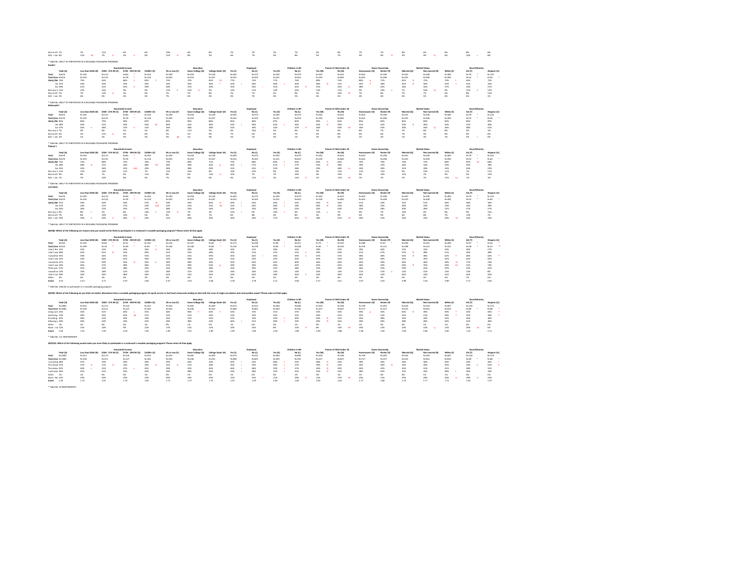| | Total (A) | Less than $50K (B) | $50K - $74.9K (C) | $75K - $99.9K (D) | $100K+ (E) | HS or Less (F) | Some College (G) | College Grad+ (H) | Yes (I) | No (J) | Yes (K) | No (L) | Yes (M) | No (N) | Homeowner (O) | Renter (P) | Married (Q) | Not married (R) | White (S) | AA (T) | Hispanic (U) |
|---|---|---|---|---|---|---|---|---|---|---|---|---|---|---|---|---|---|---|---|---|---|
| Not at all l | 7% | 7% | 11% | 6% | 6% | 10% | 6% | 8% | 7% | 7% | 7% | 7% | 6% | 8% | 7% | 7% | 8% | 6% | 8% | 8% | 8% |
| N/A - I am | 6% | 15% dE | 7% | 0% | 0% | 11% H | 8% | 3% | 6% | 7% | 4% | 8% | 5% | 7% | 4% | 9% | 8% | 6% | 8% | 14% | 8% |

* Table Ba LIKELY TO PARTICIPATE IN A REUSABLE PACKAGING PROGRAM

**Dunkin'**

| | Total (A) | Less than $50K (B) | $50K - $74.9K (C) | $75K - $99.9K (D) | $100K+ (E) | HS or Less (F) | Some College (G) | College Grad+ (H) | Yes (I) | No (J) | Yes (K) | No (L) | Yes (M) | No (N) | Homeowner (O) | Renter (P) | Married (Q) | Not married (R) | White (S) | AA (T) | Hispanic (U) |
|---|---|---|---|---|---|---|---|---|---|---|---|---|---|---|---|---|---|---|---|---|---|
| | | Household Income | | | | Education | | | Employed | | Children in HH | | Parent of Child Under 18 | | Home Ownership | | Marital Status | | Race/Ethnicity | | |
| Total | N=674 | N=193 | N=113 | N=83 | N=254 | N=199 | N=218 | N=128 | N=401 | N=273 | N=295 | N=379 | N=242 | N=432 | N=433 | N=196 | N=325 | N=339 | N=383 | N=79 | N=152 |
| Total (Unw | N=674 | N=319 | N=135 | N=78 | N=118 | N=203 | N=210 | N=167 | N=351 | N=323 | N=221 | N=453 | N=292 | N=482 | N=431 | N=206 | N=325 | N=339 | N=393 | N=52 | N=65 |
| Likely (Ne | 76% | 75% | 65% | 86% | 82% | 74% | 72% | 85% | 77% | 79% | 77% | 76% | 80% | 73% | 80% | 71% | 81% | 72% | 79% | 65% | 73% |
| Ve | 37% | 34% | 34% | 33% | 43% | 35% | 35% | 46% | 42% | 30% | 46% | 30% | 48% | 31% | 42% | 28% | 45% | 30% | 42% | 22% | 35% |
| So | 39% | 41% | 31% | 53% | 39% | 40% | 37% | 39% | 35% | 35% | 31% | 45% | 32% | 43% | 38% | 43% | 36% | 42% | 37% | 33% | 37% |
| Not very li | 12% | 12% | 16% | 9% | 9% | 13% | 15% | 5% | 12% | 11% | 13% | 10% | 13% | 11% | 9% | 16% | 7% | 16% | 9% | 21% | 15% |
| Not at all l | 7% | 7% | 13% | 3% | 6% | 7% | 7% | 8% | 7% | 7% | 5% | 9% | 3% | 10% | 7% | 8% | 7% | 7% | 6% | 8% | 12% |
| N/A - I am | 5% | 6% | 6% | 0% | 3% | 7% | 6% | 3% | 3% | 7% | 4% | 5% | 4% | 5% | 3% | 6% | 4% | 5% | 6% | 6% | 1% |

* Table Ba LIKELY TO PARTICIPATE IN A REUSABLE PACKAGING PROGRAM

**McDonald's**

| | Total (A) | Less than $50K (B) | $50K - $74.9K (C) | $75K - $99.9K (D) | $100K+ (E) | HS or Less (F) | Some College (G) | College Grad+ (H) | Yes (I) | No (J) | Yes (K) | No (L) | Yes (M) | No (N) | Homeowner (O) | Renter (P) | Married (Q) | Not married (R) | White (S) | AA (T) | Hispanic (U) |
|---|---|---|---|---|---|---|---|---|---|---|---|---|---|---|---|---|---|---|---|---|---|
| Total | N=674 | N=193 | N=113 | N=83 | N=254 | N=199 | N=218 | N=128 | N=401 | N=273 | N=295 | N=379 | N=242 | N=432 | N=433 | N=196 | N=325 | N=339 | N=383 | N=79 | N=152 |
| Total (Unw | N=674 | N=319 | N=135 | N=78 | N=118 | N=203 | N=210 | N=167 | N=351 | N=323 | N=221 | N=453 | N=292 | N=482 | N=431 | N=206 | N=325 | N=339 | N=393 | N=52 | N=65 |
| Likely (Ne | 83% | 83% | 79% | 90% | 87% | 81% | 84% | 86% | 85% | 86% | 87% | 83% | 90% | 82% | 85% | 83% | 85% | 84% | 83% | 85% | 87% |
| Ve | 44% | 43% | 41% | 43% | 56% | 44% | 45% | 48% | 53% | 39% | 62% | 36% | 63% | 39% | 51% | 42% | 55% | 30% | 50% | 37% | 36% |
| So | 37% | 42% | 38% | 47% | 31% | 36% | 38% | 38% | 32% | 47% | 25% | 47% | 28% | 43% | 34% | 43% | 30% | 44% | 36% | 48% | 41% |
| Not very li | 7% | 9% | 8% | 5% | 5% | 8% | 11% | 5% | 6% | 10% | 5% | 9% | 5% | 9% | 8% | 7% | 7% | 8% | 8% | 4% | 5% |
| Not at all l | 6% | 5% | 11% | 3% | 6% | 5% | 5% | 9% | 7% | 5% | 5% | 7% | 4% | 8% | 6% | 6% | 7% | 5% | 6% | 6% | 8% |
| N/A - I am | 2% | 1% | 2% | 3% | 2% | 5% | 1% | 0% | 2% | 1% | 3% | 1% | 2% | 2% | 1% | 2% | 1% | 3% | 1% | 5% | 0% |

* Table Ba LIKELY TO PARTICIPATE IN A REUSABLE PACKAGING PROGRAM

**Popeye's**

| | Total (A) | Less than $50K (B) | $50K - $74.9K (C) | $75K - $99.9K (D) | $100K+ (E) | HS or Less (F) | Some College (G) | College Grad+ (H) | Yes (I) | No (J) | Yes (K) | No (L) | Yes (M) | No (N) | Homeowner (O) | Renter (P) | Married (Q) | Not married (R) | White (S) | AA (T) | Hispanic (U) |
|---|---|---|---|---|---|---|---|---|---|---|---|---|---|---|---|---|---|---|---|---|---|
| Total | N=674 | N=193 | N=113 | N=83 | N=254 | N=199 | N=218 | N=128 | N=401 | N=273 | N=295 | N=379 | N=242 | N=432 | N=433 | N=196 | N=325 | N=339 | N=383 | N=79 | N=152 |
| Total (Unw | N=674 | N=319 | N=135 | N=78 | N=118 | N=203 | N=210 | N=167 | N=351 | N=323 | N=221 | N=453 | N=292 | N=482 | N=431 | N=206 | N=325 | N=339 | N=393 | N=52 | N=65 |
| Likely (Ne | 73% | 73% | 68% | 72% | 78% | 69% | 73% | 71% | 75% | 68% | 83% | 71% | 84% | 66% | 73% | 73% | 74% | 73% | 68% | 87% | 68% |
| Ve | 38% | 38% | 31% | 20% | 48% | 36% | 40% | 43% | 45% | 27% | 51% | 27% | 55% | 28% | 39% | 32% | 42% | 34% | 33% | 45% | 39% |
| So | 35% | 35% | 36% | 52% | 29% | 33% | 38% | 29% | 31% | 41% | 32% | 44% | 29% | 38% | 34% | 39% | 31% | 39% | 35% | 43% | 29% |
| Not very li | 11% | 12% | 16% | 11% | 7% | 11% | 16% | 8% | 10% | 14% | 9% | 14% | 9% | 13% | 11% | 12% | 9% | 14% | 11% | 7% | 17% |
| Not at all l | 9% | 8% | 7% | 9% | 11% | 8% | 6% | 15% | 10% | 7% | 7% | 10% | 6% | 10% | 9% | 10% | 11% | 7% | 9% | 5% | 13% |
| N/A - I am | 7% | 7% | 10% | 8% | 5% | 7% | 9% | 6% | 4% | 11% | 2% | 10% | 1% | 11% | 7% | 7% | 7% | 7% | 11% | 1% | 2% |

* Table Ba LIKELY TO PARTICIPATE IN A REUSABLE PACKAGING PROGRAM

**Just Salad**

| | Total (A) | Less than $50K (B) | $50K - $74.9K (C) | $75K - $99.9K (D) | $100K+ (E) | HS or Less (F) | Some College (G) | College Grad+ (H) | Yes (I) | No (J) | Yes (K) | No (L) | Yes (M) | No (N) | Homeowner (O) | Renter (P) | Married (Q) | Not married (R) | White (S) | AA (T) | Hispanic (U) |
|---|---|---|---|---|---|---|---|---|---|---|---|---|---|---|---|---|---|---|---|---|---|
| Total | N=674 | N=193 | N=113 | N=83 | N=254 | N=199 | N=218 | N=128 | N=401 | N=273 | N=295 | N=379 | N=242 | N=432 | N=433 | N=196 | N=325 | N=339 | N=383 | N=79 | N=152 |
| Total (Unw | N=674 | N=319 | N=135 | N=78 | N=118 | N=203 | N=210 | N=167 | N=351 | N=323 | N=221 | N=453 | N=292 | N=482 | N=431 | N=206 | N=325 | N=339 | N=393 | N=52 | N=65 |
| Likely (Ne | 51% | 50% | 43% | 42% | 57% | 50% | 45% | 60% | 56% | 43% | 64% | 41% | 66% | 43% | 51% | 54% | 51% | 51% | 46% | 58% | 56% |
| Ve | 27% | 24% | 21% | 17% | 34% | 22% | 22% | 35% | 31% | 20% | 38% | 18% | 43% | 20% | 28% | 25% | 30% | 24% | 24% | 32% | 29% |
| So | 24% | 26% | 22% | 25% | 23% | 28% | 23% | 26% | 25% | 23% | 26% | 23% | 23% | 24% | 23% | 28% | 20% | 28% | 22% | 27% | 27% |
| Not very li | 8% | 8% | 2% | 8% | 10% | 12% | 7% | 3% | 12% | 5% | 13% | 6% | 13% | 7% | 9% | 7% | 10% | 9% | 8% | 9% | 12% |
| Not at all l | 7% | 8% | 10% | 10% | 5% | 8% | 8% | 7% | 6% | 8% | 6% | 8% | 4% | 9% | 6% | 5% | 6% | 8% | 7% | 13% | 7% |
| N/A - I am | 33% | 34% | 43% | 40% | 28% | 31% | 40% | 30% | 26% | 38% | 17% | 45% | 18% | 41% | 34% | 31% | 34% | 32% | 39% | 20% | 25% |

* Table Ba LIKELY TO PARTICIPATE IN A REUSABLE PACKAGING PROGRAM

**QS23B: Which of the following are reasons why you would not be likely to participate in a reusable packaging program? Please select all that apply.**

| | Total (A) | Less than $50K (B) | $50K - $74.9K (C) | $75K - $99.9K (D) | $100K+ (E) | HS or Less (F) | Some College (G) | College Grad+ (H) | Yes (I) | No (J) | Yes (K) | No (L) | Yes (M) | No (N) | Homeowner (O) | Renter (P) | Married (Q) | Not married (R) | White (S) | AA (T) | Hispanic (U) |
|---|---|---|---|---|---|---|---|---|---|---|---|---|---|---|---|---|---|---|---|---|---|
| Total | N=410 | N=120 | N=60 | N=51 | N=161 | N=134 | N=137 | N=81 | N=171 | N=239 | N=99 | N=311 | N=75 | N=335 | N=286 | N=97 | N=209 | N=201 | N=284 | N=47 | N=42 |
| Total (Unw | N=410 | N=199 | N=76 | N=49 | N=76 | N=140 | N=136 | N=89 | N=132 | N=278 | N=62 | N=348 | N=65 | N=345 | N=276 | N=111 | N=198 | N=212 | N=321 | N=38 | N=21 |
| I don't thi | 31% | 32% | 32% | 18% | 36% | 34% | 30% | 28% | 32% | 31% | 29% | 31% | 30% | 32% | 29% | 36% | 31% | 32% | 33% | 30% | 27% |
| I don't wa | 48% | 42% | 61% | 55% | 49% | 41% | 53% | 48% | 43% | 51% | 37% | 51% | 59% | 50% | 51% | 47% | 57% | 38% | 51% | 39% | 48% |
| I would be | 55% | 58% | 56% | 65% | 55% | 52% | 61% | 59% | 45% | 62% | 43% | 59% | 47% | 57% | 58% | 58% | 63% | 48% | 62% | 28% | 62% |
| I don't wa | 52% | 54% | 46% | 61% | 50% | 47% | 58% | 52% | 51% | 53% | 42% | 55% | 43% | 54% | 56% | 39% | 55% | 39% | 56% | 42% | 43% |
| I would be | 41% | 43% | 40% | 54% | 35% | 44% | 38% | 39% | 45% | 45% | 40% | 46% | 40% | 33% | 39% | 46% | 38% | 49% | 17% | 29% | 23% |
| I don't wa | 33% | 36% | 47% | 38% | 26% | 41% | 39% | 16% | 30% | 35% | 32% | 35% | 42% | 36% | 34% | 30% | 35% | 32% | 31% | 19% | 19% |
| There are | 27% | 25% | 30% | 38% | 24% | 25% | 30% | 28% | 25% | 29% | 25% | 29% | 24% | 28% | 26% | 35% | 29% | 25% | 29% | 23% | 25% |
| I would ra | 13% | 14% | 18% | 12% | 12% | 18% | 12% | 10% | 10% | 16% | 13% | 14% | 10% | 10% | 11% | 21% | 12% | 13% | 15% | 13% | 8% |
| I don't car | 39% | 34% | 36% | 48% | 40% | 41% | 41% | 45% | 31% | 32% | 28% | 41% | 33% | 40% | 32% | 52% | 44% | 33% | 41% | 42% | 30% |
| Other | 4% | 6% | 4% | 6% | 1% | 3% | 3% | 1% | 4% | 3% | 2% | 4% | 3% | 4% | 3% | 3% | 3% | 5% | 4% | 7% | 0% |
| Count | 3.53 | 3.23 | 3.71 | 3.91 | 3.64 | 3.47 | 3.54 | 3.48 | 3.18 | 3.78 | 3.11 | 3.66 | 3.17 | 3.61 | 3.67 | 3.54 | 3.48 | 3.16 | 3.89 | 2.71 | 2.82 |

* Table Ba Unlikely to participate in a reusable packaging program

**QS23D: Which of the following do you think are better alternatives than a reusable packaging program for quick service or fast food restaurants looking to deal with the issue of single-use plastics and unrecyclable waste? Please select all that apply.**

| | Total (A) | Less than $50K (B) | $50K - $74.9K (C) | $75K - $99.9K (D) | $100K+ (E) | HS or Less (F) | Some College (G) | College Grad+ (H) | Yes (I) | No (J) | Yes (K) | No (L) | Yes (M) | No (N) | Homeowner (O) | Renter (P) | Married (Q) | Not married (R) | White (S) | AA (T) | Hispanic (U) |
|---|---|---|---|---|---|---|---|---|---|---|---|---|---|---|---|---|---|---|---|---|---|
| Total | N=1084 | N=313 | N=173 | N=135 | N=415 | N=333 | N=365 | N=209 | N=572 | N=512 | N=393 | N=690 | N=318 | N=766 | N=719 | N=293 | N=534 | N=550 | N=667 | N=126 | N=174 |
| Total (Unw | N=1084 | N=518 | N=211 | N=127 | N=181 | N=343 | N=346 | N=252 | N=483 | N=601 | N=303 | N=781 | N=257 | N=827 | N=717 | N=317 | N=523 | N=561 | N=814 | N=90 | N=86 |
| Using com | 55% | 54% | 51% | 64% | 55% | 44% | 58% | 62% | 54% | 57% | 51% | 57% | 53% | 56% | 59% | 50% | 61% | 49% | 59% | 33% | 65% |
| Switching | 53% | 49% | 56% | 63% | 51% | 51% | 51% | 56% | 51% | 55% | 53% | 53% | 56% | 52% | 55% | 53% | 55% | 51% | 58% | 32% | 58% |
| Providing s | 35% | 38% | 32% | 34% | 30% | 35% | 31% | 32% | 37% | 32% | 43% | 30% | 40% | 31% | 35% | 38% | 35% | 34% | 35% | 26% | 38% |
| Allowing c | 39% | 36% | 42% | 43% | 42% | 39% | 38% | 34% | 36% | 31% | 49% | 33% | 49% | 35% | 39% | 40% | 38% | 40% | 36% | 41% | 46% |
| Other | 1% | 1% | 0% | 0% | 1% | 0% | 1% | 0% | 1% | 0% | 0% | 1% | 0% | 1% | 1% | 0% | 0% | 1% | 1% | 0% | 1% |
| None - I d | 12% | 13% | 10% | 9% | 12% | 17% | 12% | 12% | 10% | 14% | 8% | 15% | 9% | 13% | 10% | 13% | 10% | 14% | 12% | 20% | 6% |
| Count | 1.93 | 1.91 | 1.92 | 2.02 | 1.95 | 1.85 | 1.91 | 1.96 | 1.99 | 1.89 | 2.04 | 1.89 | 2.09 | 1.88 | 1.98 | 1.94 | 2.00 | 1.89 | 2.00 | 1.52 | 2.11 |

* Table Ba U.S. RESPONDENTS

**QS23Q10: Which of the following would make you more likely to participate in a restaurant's reusable packaging program? Please select all that apply.**

| | Total (A) | Less than $50K (B) | $50K - $74.9K (C) | $75K - $99.9K (D) | $100K+ (E) | HS or Less (F) | Some College (G) | College Grad+ (H) | Yes (I) | No (J) | Yes (K) | No (L) | Yes (M) | No (N) | Homeowner (O) | Renter (P) | Married (Q) | Not married (R) | White (S) | AA (T) | Hispanic (U) |
|---|---|---|---|---|---|---|---|---|---|---|---|---|---|---|---|---|---|---|---|---|---|
| Total | N=1084 | N=313 | N=173 | N=135 | N=415 | N=333 | N=365 | N=209 | N=572 | N=512 | N=393 | N=690 | N=318 | N=766 | N=719 | N=293 | N=534 | N=550 | N=667 | N=126 | N=174 |
| Total (Unw | N=1084 | N=518 | N=211 | N=127 | N=181 | N=343 | N=346 | N=252 | N=483 | N=601 | N=303 | N=781 | N=257 | N=827 | N=717 | N=317 | N=523 | N=561 | N=814 | N=90 | N=86 |
| I can bring | 38% | 37% | 33% | 39% | 39% | 35% | 30% | 34% | 42% | 33% | 48% | 32% | 48% | 33% | 39% | 36% | 36% | 30% | 36% | 29% | 38% |
| The reusab | 27% | 27% | 27% | 14% | 33% | 31% | 21% | 28% | 35% | 19% | 39% | 21% | 39% | 23% | 24% | 36% | 25% | 30% | 20% | 33% | 42% |
| The restau | 42% | 44% | 35% | 37% | 42% | 39% | 42% | 49% | 43% | 38% | 50% | 37% | 53% | 39% | 40% | 42% | 43% | 41% | 41% | 38% | 52% |
| I will rece | 44% | 43% | 51% | 52% | 44% | 39% | 38% | 45% | 53% | 38% | 55% | 41% | 55% | 42% | 48% | 43% | 47% | 39% | 48% | 36% | 50% |
| Other | 1% | 1% | 0% | 0% | 1% | 0% | 1% | 0% | 1% | 0% | 0% | 1% | 0% | 1% | 1% | 0% | 0% | 1% | 1% | 0% | 0% |
| None - No | 22% | 23% | 20% | 24% | 23% | 26% | 24% | 24% | 15% | 31% | 11% | 29% | 12% | 27% | 22% | 21% | 25% | 20% | 26% | 29% | 10% |
| Count | 1.76 | 1.73 | 1.67 | 1.76 | 1.82 | 1.71 | 1.75 | 1.75 | 1.91 | 1.59 | 2.04 | 1.60 | 2.05 | 1.64 | 1.77 | 1.80 | 1.75 | 1.77 | 1.72 | 1.63 | 1.97 |

* Table Ba US RESPONDENTS